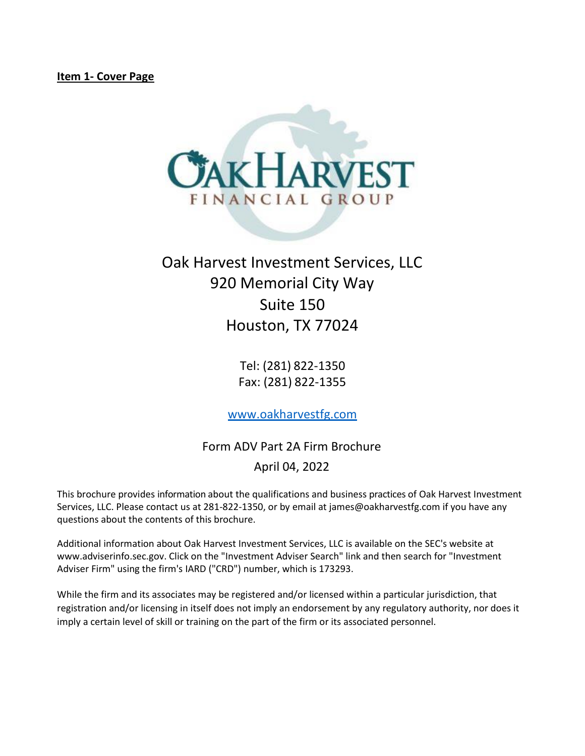**Item 1- Cover Page**

Oak Harvest Investment Services, LLC
920 Memorial City Way
Suite 150
Houston, TX 77024

Tel: (281) 822-1350
Fax: (281) 822-1355

www.oakharvestfg.com

Form ADV Part 2A Firm Brochure

April 04, 2022

This brochure provides information about the qualifications and business practices of Oak Harvest Investment Services, LLC. Please contact us at 281-822-1350, or by email at james@oakharvestfg.com if you have any questions about the contents of this brochure.

Additional information about Oak Harvest Investment Services, LLC is available on the SEC's website at www.adviserinfo.sec.gov. Click on the "Investment Adviser Search" link and then search for "Investment Adviser Firm" using the firm's IARD ("CRD") number, which is 173293.

While the firm and its associates may be registered and/or licensed within a particular jurisdiction, that registration and/or licensing in itself does not imply an endorsement by any regulatory authority, nor does it imply a certain level of skill or training on the part of the firm or its associated personnel.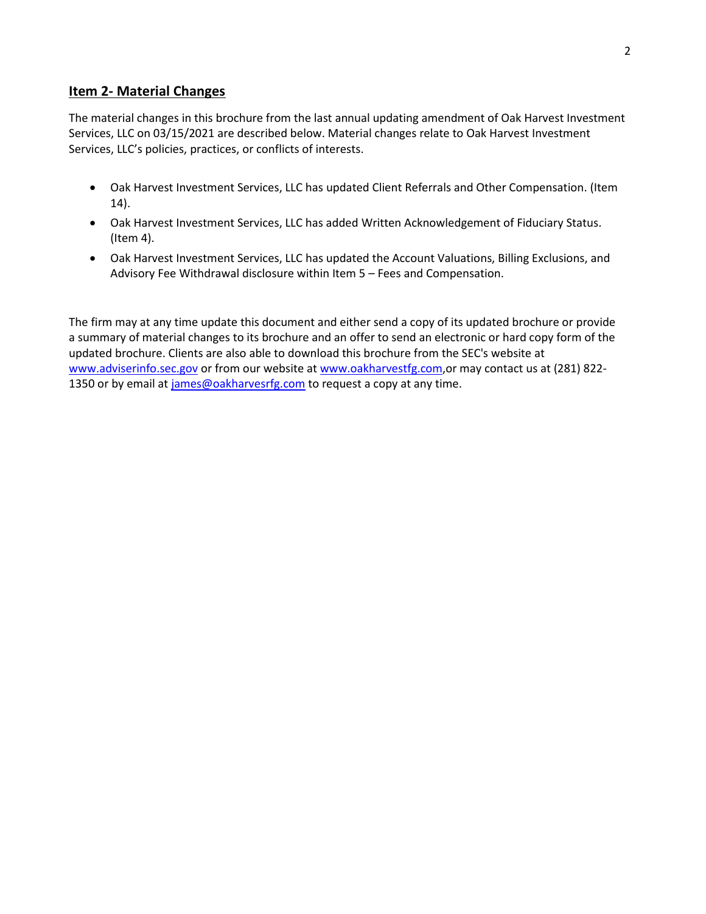## Item 2- Material Changes

The material changes in this brochure from the last annual updating amendment of Oak Harvest Investment Services, LLC on 03/15/2021 are described below. Material changes relate to Oak Harvest Investment Services, LLC's policies, practices, or conflicts of interests.

- Oak Harvest Investment Services, LLC has updated Client Referrals and Other Compensation. (Item 14).
- Oak Harvest Investment Services, LLC has added Written Acknowledgement of Fiduciary Status. (Item 4).
- Oak Harvest Investment Services, LLC has updated the Account Valuations, Billing Exclusions, and Advisory Fee Withdrawal disclosure within Item 5 – Fees and Compensation.

The firm may at any time update this document and either send a copy of its updated brochure or provide a summary of material changes to its brochure and an offer to send an electronic or hard copy form of the updated brochure. Clients are also able to download this brochure from the SEC's website at www.adviserinfo.sec.gov or from our website at www.oakharvestfg.com,or may contact us at (281) 822-1350 or by email at james@oakharvesrfg.com to request a copy at any time.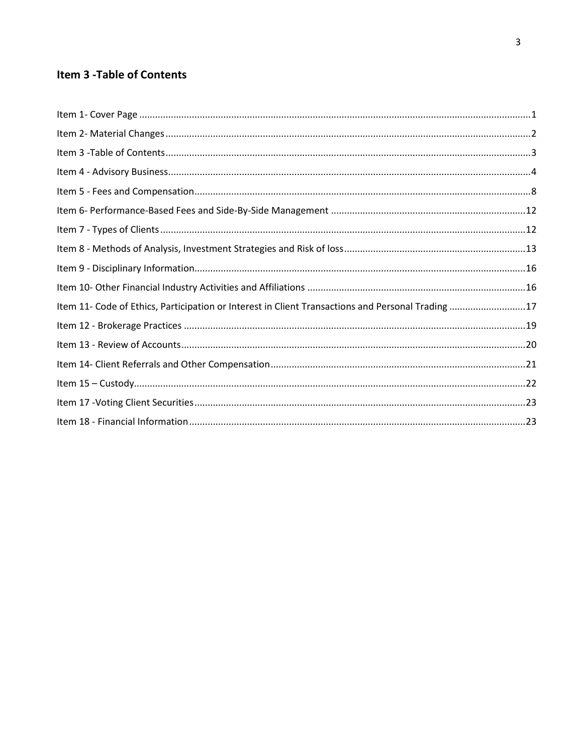## Item 3 -Table of Contents

Item 1- Cover Page ....................................................................................................................................1

Item 2- Material Changes ..........................................................................................................................2

Item 3 -Table of Contents ..........................................................................................................................3

Item 4 - Advisory Business .........................................................................................................................4

Item 5 - Fees and Compensation ...............................................................................................................8

Item 6- Performance-Based Fees and Side-By-Side Management ..........................................................................12

Item 7 - Types of Clients ...........................................................................................................................12

Item 8 - Methods of Analysis, Investment Strategies and Risk of loss .....................................................................13

Item 9 - Disciplinary Information..............................................................................................................16

Item 10- Other Financial Industry Activities and Affiliations ...................................................................................16

Item 11- Code of Ethics, Participation or Interest in Client Transactions and Personal Trading .............................17

Item 12 - Brokerage Practices ..................................................................................................................19

Item 13 - Review of Accounts ...................................................................................................................20

Item 14- Client Referrals and Other Compensation ..................................................................................21

Item 15 – Custody.....................................................................................................................................22

Item 17 -Voting Client Securities ..............................................................................................................23

Item 18 - Financial Information ................................................................................................................23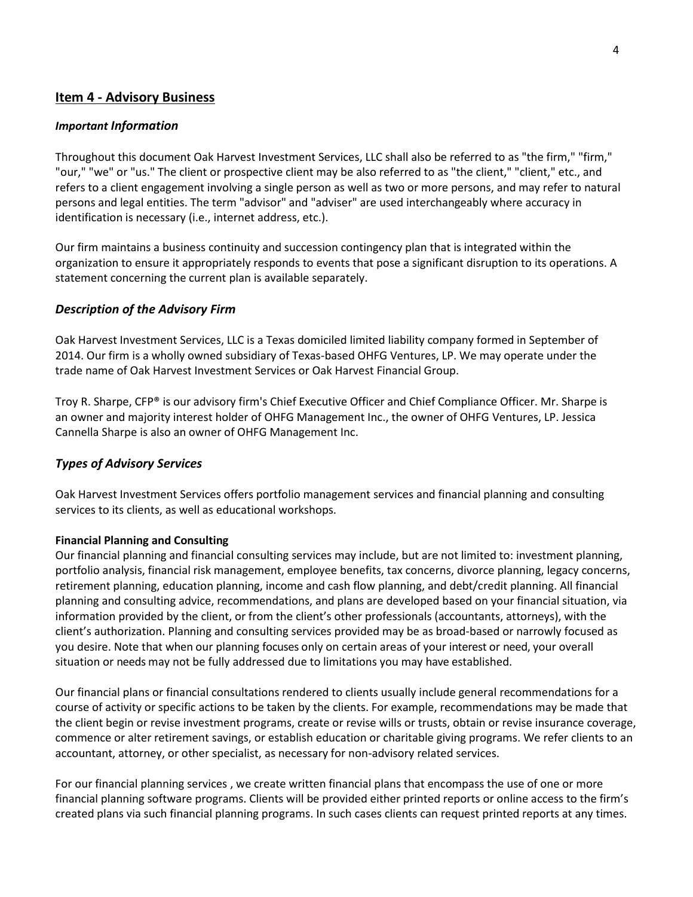## Item 4 - Advisory Business

### *Important Information*

Throughout this document Oak Harvest Investment Services, LLC shall also be referred to as "the firm," "firm," "our," "we" or "us." The client or prospective client may be also referred to as "the client," "client," etc., and refers to a client engagement involving a single person as well as two or more persons, and may refer to natural persons and legal entities. The term "advisor" and "adviser" are used interchangeably where accuracy in identification is necessary (i.e., internet address, etc.).

Our firm maintains a business continuity and succession contingency plan that is integrated within the organization to ensure it appropriately responds to events that pose a significant disruption to its operations. A statement concerning the current plan is available separately.

### *Description of the Advisory Firm*

Oak Harvest Investment Services, LLC is a Texas domiciled limited liability company formed in September of 2014. Our firm is a wholly owned subsidiary of Texas-based OHFG Ventures, LP. We may operate under the trade name of Oak Harvest Investment Services or Oak Harvest Financial Group.

Troy R. Sharpe, CFP® is our advisory firm's Chief Executive Officer and Chief Compliance Officer. Mr. Sharpe is an owner and majority interest holder of OHFG Management Inc., the owner of OHFG Ventures, LP. Jessica Cannella Sharpe is also an owner of OHFG Management Inc.

### *Types of Advisory Services*

Oak Harvest Investment Services offers portfolio management services and financial planning and consulting services to its clients, as well as educational workshops.

**Financial Planning and Consulting**

Our financial planning and financial consulting services may include, but are not limited to: investment planning, portfolio analysis, financial risk management, employee benefits, tax concerns, divorce planning, legacy concerns, retirement planning, education planning, income and cash flow planning, and debt/credit planning. All financial planning and consulting advice, recommendations, and plans are developed based on your financial situation, via information provided by the client, or from the client's other professionals (accountants, attorneys), with the client's authorization. Planning and consulting services provided may be as broad-based or narrowly focused as you desire. Note that when our planning focuses only on certain areas of your interest or need, your overall situation or needs may not be fully addressed due to limitations you may have established.

Our financial plans or financial consultations rendered to clients usually include general recommendations for a course of activity or specific actions to be taken by the clients. For example, recommendations may be made that the client begin or revise investment programs, create or revise wills or trusts, obtain or revise insurance coverage, commence or alter retirement savings, or establish education or charitable giving programs. We refer clients to an accountant, attorney, or other specialist, as necessary for non-advisory related services.

For our financial planning services , we create written financial plans that encompass the use of one or more financial planning software programs. Clients will be provided either printed reports or online access to the firm's created plans via such financial planning programs. In such cases clients can request printed reports at any times.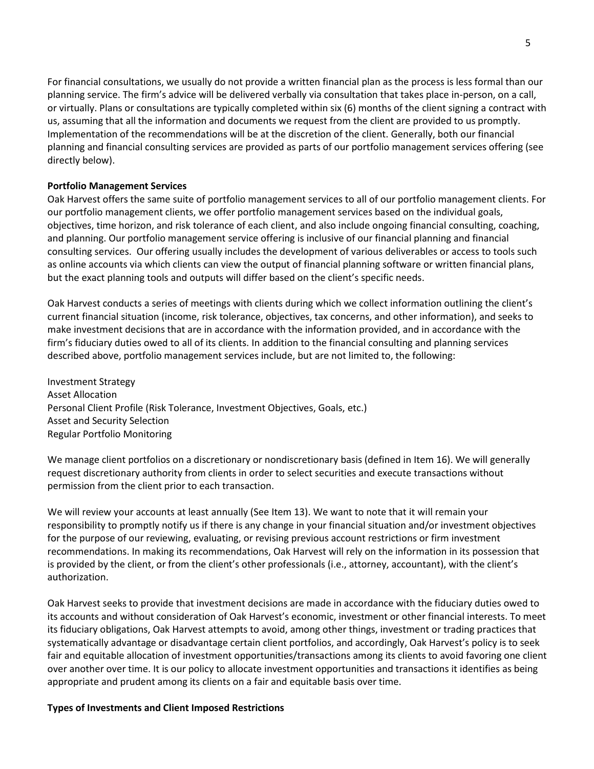For financial consultations, we usually do not provide a written financial plan as the process is less formal than our planning service. The firm's advice will be delivered verbally via consultation that takes place in-person, on a call, or virtually. Plans or consultations are typically completed within six (6) months of the client signing a contract with us, assuming that all the information and documents we request from the client are provided to us promptly. Implementation of the recommendations will be at the discretion of the client. Generally, both our financial planning and financial consulting services are provided as parts of our portfolio management services offering (see directly below).

**Portfolio Management Services**

Oak Harvest offers the same suite of portfolio management services to all of our portfolio management clients. For our portfolio management clients, we offer portfolio management services based on the individual goals, objectives, time horizon, and risk tolerance of each client, and also include ongoing financial consulting, coaching, and planning. Our portfolio management service offering is inclusive of our financial planning and financial consulting services. Our offering usually includes the development of various deliverables or access to tools such as online accounts via which clients can view the output of financial planning software or written financial plans, but the exact planning tools and outputs will differ based on the client's specific needs.

Oak Harvest conducts a series of meetings with clients during which we collect information outlining the client's current financial situation (income, risk tolerance, objectives, tax concerns, and other information), and seeks to make investment decisions that are in accordance with the information provided, and in accordance with the firm's fiduciary duties owed to all of its clients. In addition to the financial consulting and planning services described above, portfolio management services include, but are not limited to, the following:

Investment Strategy
Asset Allocation
Personal Client Profile (Risk Tolerance, Investment Objectives, Goals, etc.)
Asset and Security Selection
Regular Portfolio Monitoring

We manage client portfolios on a discretionary or nondiscretionary basis (defined in Item 16). We will generally request discretionary authority from clients in order to select securities and execute transactions without permission from the client prior to each transaction.

We will review your accounts at least annually (See Item 13). We want to note that it will remain your responsibility to promptly notify us if there is any change in your financial situation and/or investment objectives for the purpose of our reviewing, evaluating, or revising previous account restrictions or firm investment recommendations. In making its recommendations, Oak Harvest will rely on the information in its possession that is provided by the client, or from the client's other professionals (i.e., attorney, accountant), with the client's authorization.

Oak Harvest seeks to provide that investment decisions are made in accordance with the fiduciary duties owed to its accounts and without consideration of Oak Harvest's economic, investment or other financial interests. To meet its fiduciary obligations, Oak Harvest attempts to avoid, among other things, investment or trading practices that systematically advantage or disadvantage certain client portfolios, and accordingly, Oak Harvest's policy is to seek fair and equitable allocation of investment opportunities/transactions among its clients to avoid favoring one client over another over time. It is our policy to allocate investment opportunities and transactions it identifies as being appropriate and prudent among its clients on a fair and equitable basis over time.

**Types of Investments and Client Imposed Restrictions**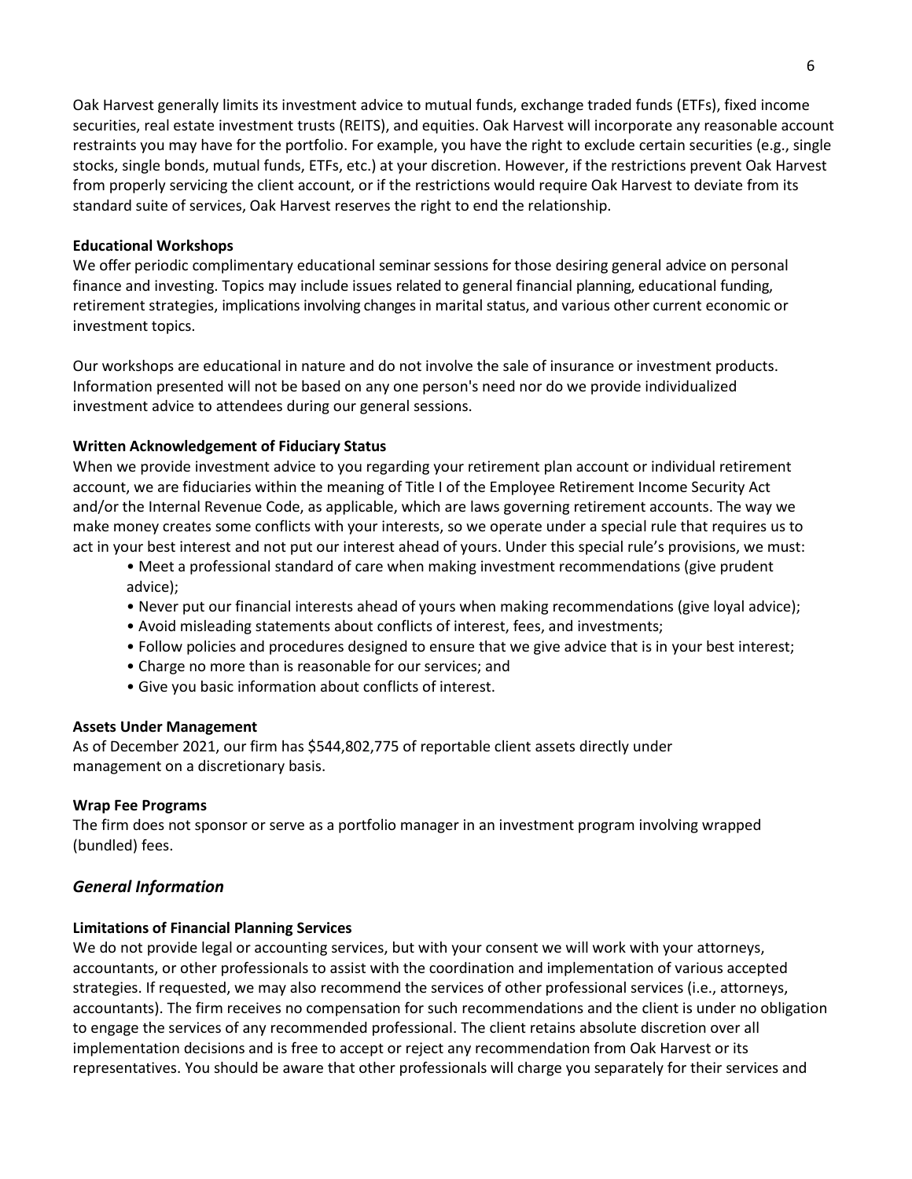Oak Harvest generally limits its investment advice to mutual funds, exchange traded funds (ETFs), fixed income securities, real estate investment trusts (REITS), and equities. Oak Harvest will incorporate any reasonable account restraints you may have for the portfolio. For example, you have the right to exclude certain securities (e.g., single stocks, single bonds, mutual funds, ETFs, etc.) at your discretion. However, if the restrictions prevent Oak Harvest from properly servicing the client account, or if the restrictions would require Oak Harvest to deviate from its standard suite of services, Oak Harvest reserves the right to end the relationship.

**Educational Workshops**

We offer periodic complimentary educational seminar sessions for those desiring general advice on personal finance and investing. Topics may include issues related to general financial planning, educational funding, retirement strategies, implications involving changes in marital status, and various other current economic or investment topics.

Our workshops are educational in nature and do not involve the sale of insurance or investment products. Information presented will not be based on any one person's need nor do we provide individualized investment advice to attendees during our general sessions.

**Written Acknowledgement of Fiduciary Status**

When we provide investment advice to you regarding your retirement plan account or individual retirement account, we are fiduciaries within the meaning of Title I of the Employee Retirement Income Security Act and/or the Internal Revenue Code, as applicable, which are laws governing retirement accounts. The way we make money creates some conflicts with your interests, so we operate under a special rule that requires us to act in your best interest and not put our interest ahead of yours. Under this special rule's provisions, we must:

- Meet a professional standard of care when making investment recommendations (give prudent advice);
- Never put our financial interests ahead of yours when making recommendations (give loyal advice);
- Avoid misleading statements about conflicts of interest, fees, and investments;
- Follow policies and procedures designed to ensure that we give advice that is in your best interest;
- Charge no more than is reasonable for our services; and
- Give you basic information about conflicts of interest.

**Assets Under Management**

As of December 2021, our firm has $544,802,775 of reportable client assets directly under management on a discretionary basis.

**Wrap Fee Programs**

The firm does not sponsor or serve as a portfolio manager in an investment program involving wrapped (bundled) fees.

## *General Information*

**Limitations of Financial Planning Services**

We do not provide legal or accounting services, but with your consent we will work with your attorneys, accountants, or other professionals to assist with the coordination and implementation of various accepted strategies. If requested, we may also recommend the services of other professional services (i.e., attorneys, accountants). The firm receives no compensation for such recommendations and the client is under no obligation to engage the services of any recommended professional. The client retains absolute discretion over all implementation decisions and is free to accept or reject any recommendation from Oak Harvest or its representatives. You should be aware that other professionals will charge you separately for their services and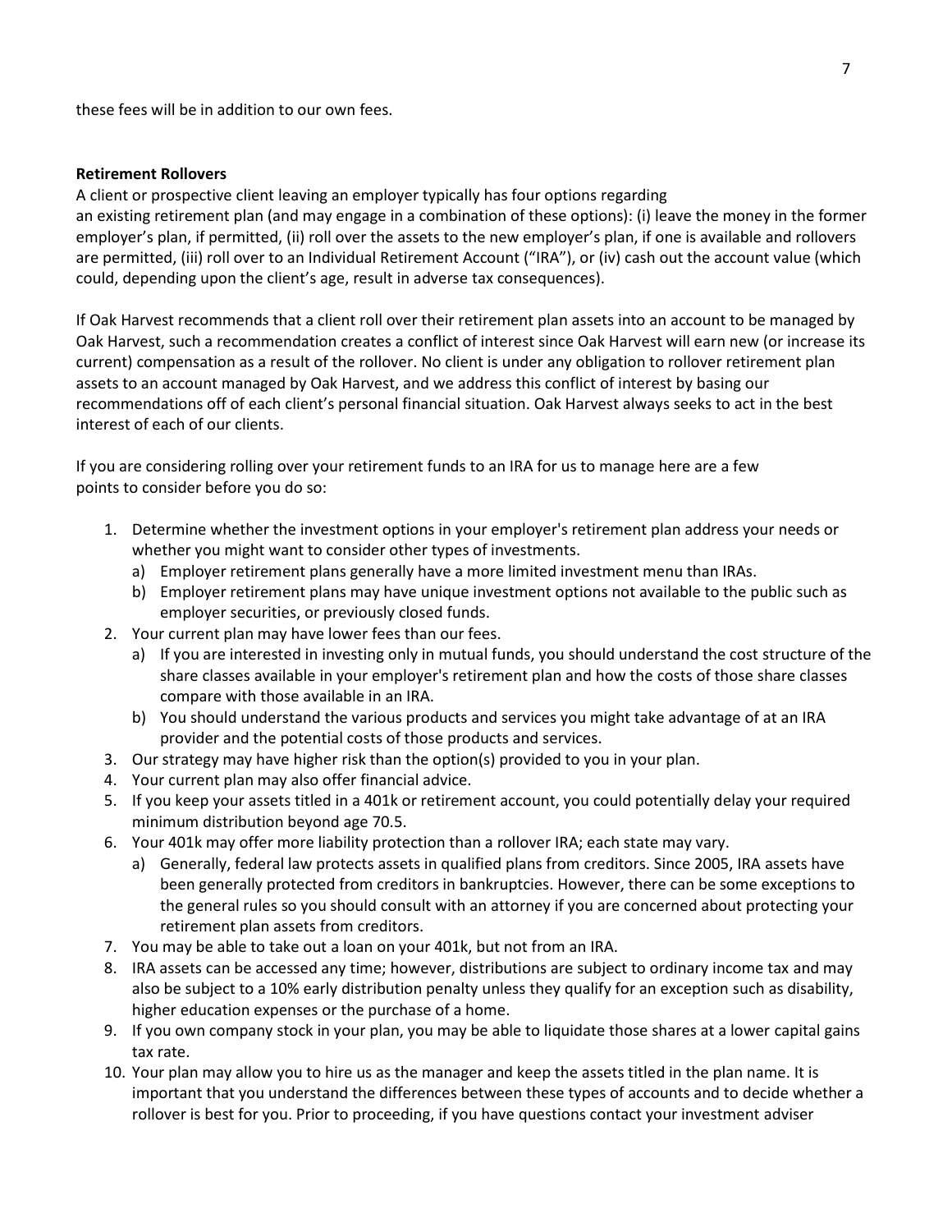these fees will be in addition to our own fees.

**Retirement Rollovers**

A client or prospective client leaving an employer typically has four options regarding an existing retirement plan (and may engage in a combination of these options): (i) leave the money in the former employer's plan, if permitted, (ii) roll over the assets to the new employer's plan, if one is available and rollovers are permitted, (iii) roll over to an Individual Retirement Account ("IRA"), or (iv) cash out the account value (which could, depending upon the client's age, result in adverse tax consequences).

If Oak Harvest recommends that a client roll over their retirement plan assets into an account to be managed by Oak Harvest, such a recommendation creates a conflict of interest since Oak Harvest will earn new (or increase its current) compensation as a result of the rollover. No client is under any obligation to rollover retirement plan assets to an account managed by Oak Harvest, and we address this conflict of interest by basing our recommendations off of each client's personal financial situation. Oak Harvest always seeks to act in the best interest of each of our clients.

If you are considering rolling over your retirement funds to an IRA for us to manage here are a few points to consider before you do so:

1. Determine whether the investment options in your employer's retirement plan address your needs or whether you might want to consider other types of investments.
   a) Employer retirement plans generally have a more limited investment menu than IRAs.
   b) Employer retirement plans may have unique investment options not available to the public such as employer securities, or previously closed funds.
2. Your current plan may have lower fees than our fees.
   a) If you are interested in investing only in mutual funds, you should understand the cost structure of the share classes available in your employer's retirement plan and how the costs of those share classes compare with those available in an IRA.
   b) You should understand the various products and services you might take advantage of at an IRA provider and the potential costs of those products and services.
3. Our strategy may have higher risk than the option(s) provided to you in your plan.
4. Your current plan may also offer financial advice.
5. If you keep your assets titled in a 401k or retirement account, you could potentially delay your required minimum distribution beyond age 70.5.
6. Your 401k may offer more liability protection than a rollover IRA; each state may vary.
   a) Generally, federal law protects assets in qualified plans from creditors. Since 2005, IRA assets have been generally protected from creditors in bankruptcies. However, there can be some exceptions to the general rules so you should consult with an attorney if you are concerned about protecting your retirement plan assets from creditors.
7. You may be able to take out a loan on your 401k, but not from an IRA.
8. IRA assets can be accessed any time; however, distributions are subject to ordinary income tax and may also be subject to a 10% early distribution penalty unless they qualify for an exception such as disability, higher education expenses or the purchase of a home.
9. If you own company stock in your plan, you may be able to liquidate those shares at a lower capital gains tax rate.
10. Your plan may allow you to hire us as the manager and keep the assets titled in the plan name. It is important that you understand the differences between these types of accounts and to decide whether a rollover is best for you. Prior to proceeding, if you have questions contact your investment adviser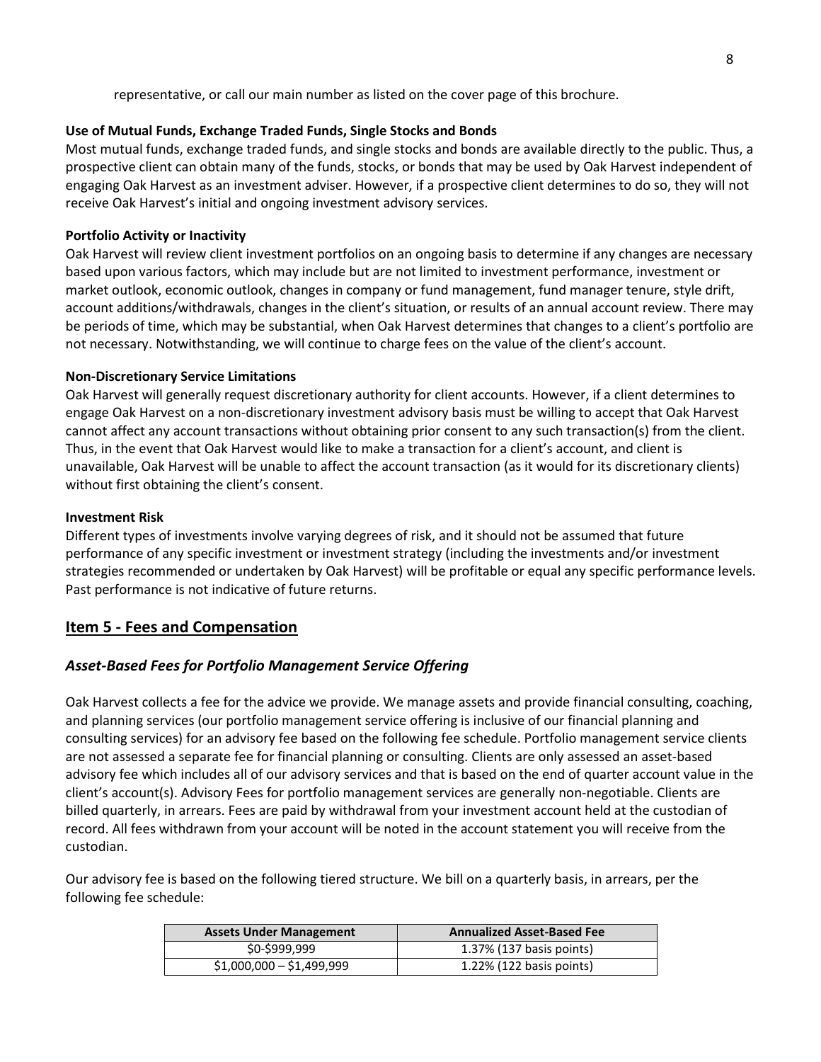representative, or call our main number as listed on the cover page of this brochure.

**Use of Mutual Funds, Exchange Traded Funds, Single Stocks and Bonds**

Most mutual funds, exchange traded funds, and single stocks and bonds are available directly to the public. Thus, a prospective client can obtain many of the funds, stocks, or bonds that may be used by Oak Harvest independent of engaging Oak Harvest as an investment adviser. However, if a prospective client determines to do so, they will not receive Oak Harvest's initial and ongoing investment advisory services.

**Portfolio Activity or Inactivity**

Oak Harvest will review client investment portfolios on an ongoing basis to determine if any changes are necessary based upon various factors, which may include but are not limited to investment performance, investment or market outlook, economic outlook, changes in company or fund management, fund manager tenure, style drift, account additions/withdrawals, changes in the client's situation, or results of an annual account review. There may be periods of time, which may be substantial, when Oak Harvest determines that changes to a client's portfolio are not necessary. Notwithstanding, we will continue to charge fees on the value of the client's account.

**Non-Discretionary Service Limitations**

Oak Harvest will generally request discretionary authority for client accounts. However, if a client determines to engage Oak Harvest on a non-discretionary investment advisory basis must be willing to accept that Oak Harvest cannot affect any account transactions without obtaining prior consent to any such transaction(s) from the client. Thus, in the event that Oak Harvest would like to make a transaction for a client's account, and client is unavailable, Oak Harvest will be unable to affect the account transaction (as it would for its discretionary clients) without first obtaining the client's consent.

**Investment Risk**

Different types of investments involve varying degrees of risk, and it should not be assumed that future performance of any specific investment or investment strategy (including the investments and/or investment strategies recommended or undertaken by Oak Harvest) will be profitable or equal any specific performance levels. Past performance is not indicative of future returns.

## Item 5 - Fees and Compensation

### *Asset-Based Fees for Portfolio Management Service Offering*

Oak Harvest collects a fee for the advice we provide. We manage assets and provide financial consulting, coaching, and planning services (our portfolio management service offering is inclusive of our financial planning and consulting services) for an advisory fee based on the following fee schedule. Portfolio management service clients are not assessed a separate fee for financial planning or consulting. Clients are only assessed an asset-based advisory fee which includes all of our advisory services and that is based on the end of quarter account value in the client's account(s). Advisory Fees for portfolio management services are generally non-negotiable. Clients are billed quarterly, in arrears. Fees are paid by withdrawal from your investment account held at the custodian of record. All fees withdrawn from your account will be noted in the account statement you will receive from the custodian.

Our advisory fee is based on the following tiered structure. We bill on a quarterly basis, in arrears, per the following fee schedule:

| Assets Under Management | Annualized Asset-Based Fee |
|---|---|
| $0-$999,999 | 1.37% (137 basis points) |
| $1,000,000 – $1,499,999 | 1.22% (122 basis points) |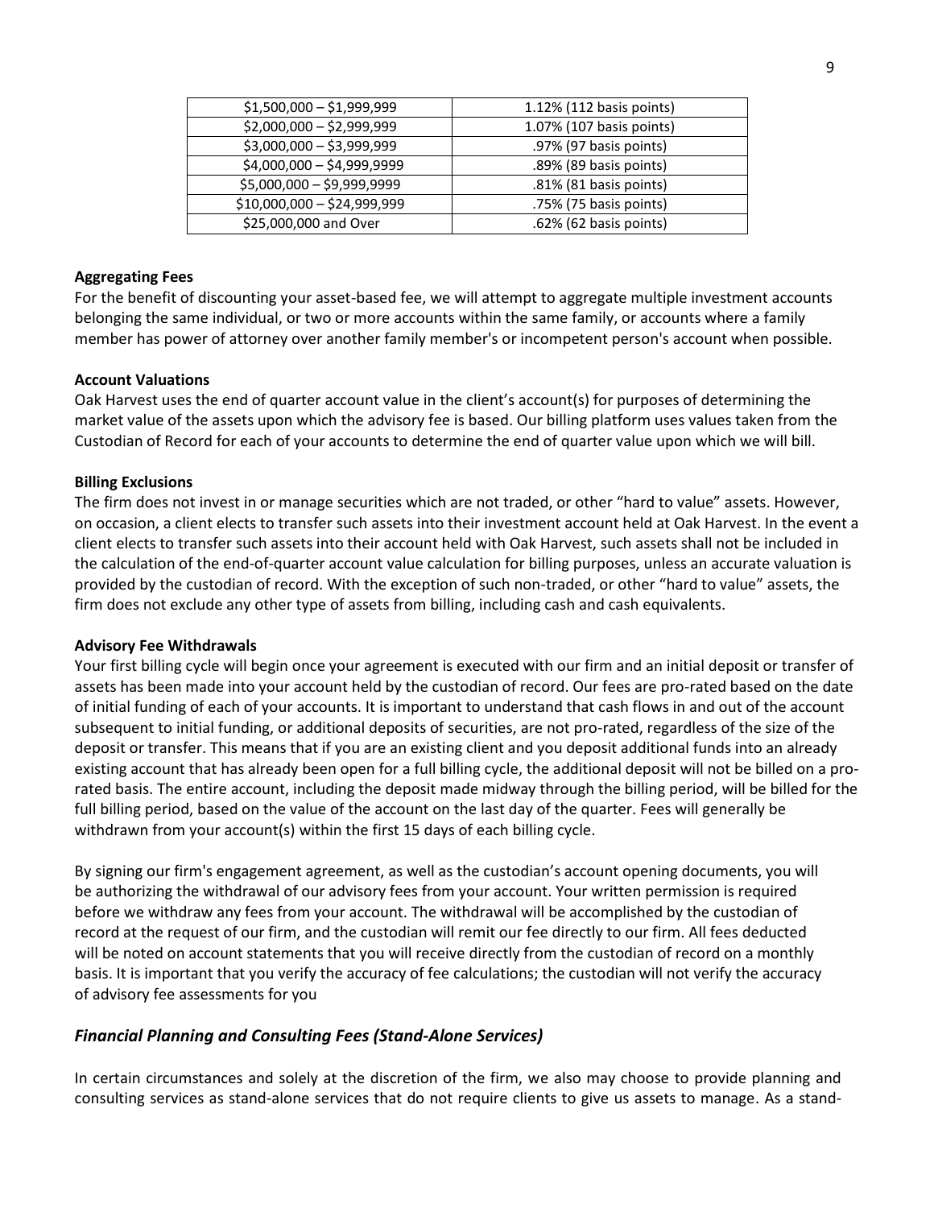| | |
|---|---|
| \$1,500,000 – \$1,999,999 | 1.12% (112 basis points) |
| \$2,000,000 – \$2,999,999 | 1.07% (107 basis points) |
| \$3,000,000 – \$3,999,999 | .97% (97 basis points) |
| \$4,000,000 – \$4,999,9999 | .89% (89 basis points) |
| \$5,000,000 – \$9,999,9999 | .81% (81 basis points) |
| \$10,000,000 – \$24,999,999 | .75% (75 basis points) |
| \$25,000,000 and Over | .62% (62 basis points) |

**Aggregating Fees**

For the benefit of discounting your asset-based fee, we will attempt to aggregate multiple investment accounts belonging the same individual, or two or more accounts within the same family, or accounts where a family member has power of attorney over another family member's or incompetent person's account when possible.

**Account Valuations**

Oak Harvest uses the end of quarter account value in the client's account(s) for purposes of determining the market value of the assets upon which the advisory fee is based. Our billing platform uses values taken from the Custodian of Record for each of your accounts to determine the end of quarter value upon which we will bill.

**Billing Exclusions**

The firm does not invest in or manage securities which are not traded, or other "hard to value" assets. However, on occasion, a client elects to transfer such assets into their investment account held at Oak Harvest. In the event a client elects to transfer such assets into their account held with Oak Harvest, such assets shall not be included in the calculation of the end-of-quarter account value calculation for billing purposes, unless an accurate valuation is provided by the custodian of record. With the exception of such non-traded, or other "hard to value" assets, the firm does not exclude any other type of assets from billing, including cash and cash equivalents.

**Advisory Fee Withdrawals**

Your first billing cycle will begin once your agreement is executed with our firm and an initial deposit or transfer of assets has been made into your account held by the custodian of record. Our fees are pro-rated based on the date of initial funding of each of your accounts. It is important to understand that cash flows in and out of the account subsequent to initial funding, or additional deposits of securities, are not pro-rated, regardless of the size of the deposit or transfer. This means that if you are an existing client and you deposit additional funds into an already existing account that has already been open for a full billing cycle, the additional deposit will not be billed on a pro-rated basis. The entire account, including the deposit made midway through the billing period, will be billed for the full billing period, based on the value of the account on the last day of the quarter. Fees will generally be withdrawn from your account(s) within the first 15 days of each billing cycle.

By signing our firm's engagement agreement, as well as the custodian's account opening documents, you will be authorizing the withdrawal of our advisory fees from your account. Your written permission is required before we withdraw any fees from your account. The withdrawal will be accomplished by the custodian of record at the request of our firm, and the custodian will remit our fee directly to our firm. All fees deducted will be noted on account statements that you will receive directly from the custodian of record on a monthly basis. It is important that you verify the accuracy of fee calculations; the custodian will not verify the accuracy of advisory fee assessments for you

### *Financial Planning and Consulting Fees (Stand-Alone Services)*

In certain circumstances and solely at the discretion of the firm, we also may choose to provide planning and consulting services as stand-alone services that do not require clients to give us assets to manage. As a stand-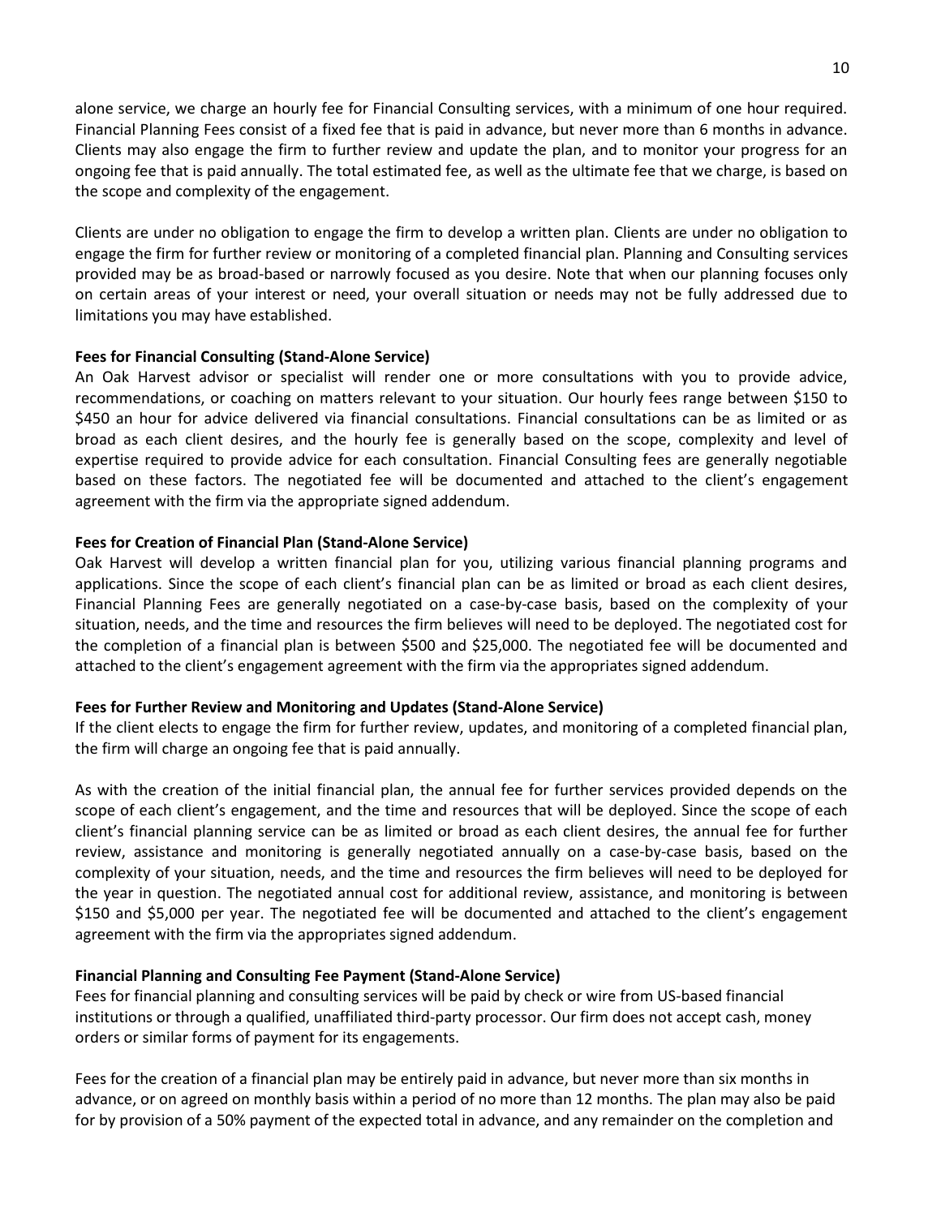alone service, we charge an hourly fee for Financial Consulting services, with a minimum of one hour required. Financial Planning Fees consist of a fixed fee that is paid in advance, but never more than 6 months in advance. Clients may also engage the firm to further review and update the plan, and to monitor your progress for an ongoing fee that is paid annually. The total estimated fee, as well as the ultimate fee that we charge, is based on the scope and complexity of the engagement.

Clients are under no obligation to engage the firm to develop a written plan. Clients are under no obligation to engage the firm for further review or monitoring of a completed financial plan. Planning and Consulting services provided may be as broad-based or narrowly focused as you desire. Note that when our planning focuses only on certain areas of your interest or need, your overall situation or needs may not be fully addressed due to limitations you may have established.

**Fees for Financial Consulting (Stand-Alone Service)**

An Oak Harvest advisor or specialist will render one or more consultations with you to provide advice, recommendations, or coaching on matters relevant to your situation. Our hourly fees range between $150 to $450 an hour for advice delivered via financial consultations. Financial consultations can be as limited or as broad as each client desires, and the hourly fee is generally based on the scope, complexity and level of expertise required to provide advice for each consultation. Financial Consulting fees are generally negotiable based on these factors. The negotiated fee will be documented and attached to the client's engagement agreement with the firm via the appropriate signed addendum.

**Fees for Creation of Financial Plan (Stand-Alone Service)**

Oak Harvest will develop a written financial plan for you, utilizing various financial planning programs and applications. Since the scope of each client's financial plan can be as limited or broad as each client desires, Financial Planning Fees are generally negotiated on a case-by-case basis, based on the complexity of your situation, needs, and the time and resources the firm believes will need to be deployed. The negotiated cost for the completion of a financial plan is between $500 and $25,000. The negotiated fee will be documented and attached to the client's engagement agreement with the firm via the appropriates signed addendum.

**Fees for Further Review and Monitoring and Updates (Stand-Alone Service)**

If the client elects to engage the firm for further review, updates, and monitoring of a completed financial plan, the firm will charge an ongoing fee that is paid annually.

As with the creation of the initial financial plan, the annual fee for further services provided depends on the scope of each client's engagement, and the time and resources that will be deployed. Since the scope of each client's financial planning service can be as limited or broad as each client desires, the annual fee for further review, assistance and monitoring is generally negotiated annually on a case-by-case basis, based on the complexity of your situation, needs, and the time and resources the firm believes will need to be deployed for the year in question. The negotiated annual cost for additional review, assistance, and monitoring is between $150 and $5,000 per year. The negotiated fee will be documented and attached to the client's engagement agreement with the firm via the appropriates signed addendum.

**Financial Planning and Consulting Fee Payment (Stand-Alone Service)**

Fees for financial planning and consulting services will be paid by check or wire from US-based financial institutions or through a qualified, unaffiliated third-party processor. Our firm does not accept cash, money orders or similar forms of payment for its engagements.

Fees for the creation of a financial plan may be entirely paid in advance, but never more than six months in advance, or on agreed on monthly basis within a period of no more than 12 months. The plan may also be paid for by provision of a 50% payment of the expected total in advance, and any remainder on the completion and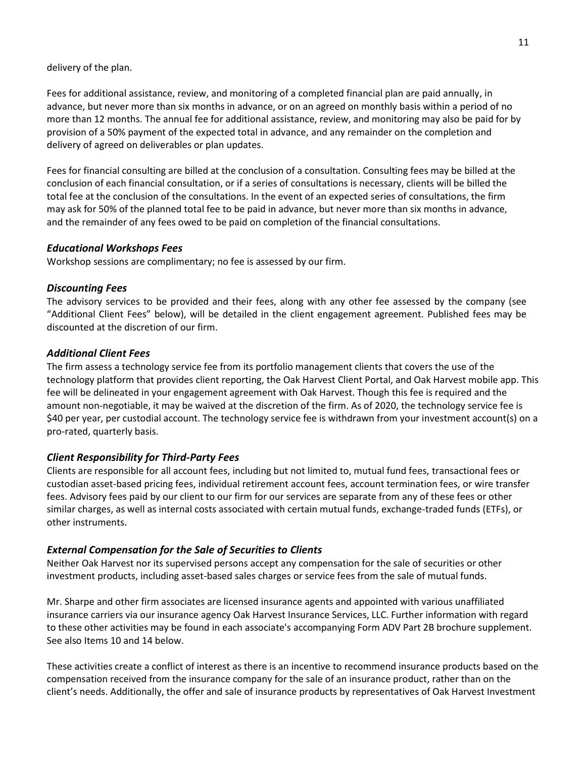delivery of the plan.

Fees for additional assistance, review, and monitoring of a completed financial plan are paid annually, in advance, but never more than six months in advance, or on an agreed on monthly basis within a period of no more than 12 months. The annual fee for additional assistance, review, and monitoring may also be paid for by provision of a 50% payment of the expected total in advance, and any remainder on the completion and delivery of agreed on deliverables or plan updates.

Fees for financial consulting are billed at the conclusion of a consultation. Consulting fees may be billed at the conclusion of each financial consultation, or if a series of consultations is necessary, clients will be billed the total fee at the conclusion of the consultations. In the event of an expected series of consultations, the firm may ask for 50% of the planned total fee to be paid in advance, but never more than six months in advance, and the remainder of any fees owed to be paid on completion of the financial consultations.

### *Educational Workshops Fees*

Workshop sessions are complimentary; no fee is assessed by our firm.

### *Discounting Fees*

The advisory services to be provided and their fees, along with any other fee assessed by the company (see "Additional Client Fees" below), will be detailed in the client engagement agreement. Published fees may be discounted at the discretion of our firm.

### *Additional Client Fees*

The firm assess a technology service fee from its portfolio management clients that covers the use of the technology platform that provides client reporting, the Oak Harvest Client Portal, and Oak Harvest mobile app. This fee will be delineated in your engagement agreement with Oak Harvest. Though this fee is required and the amount non-negotiable, it may be waived at the discretion of the firm. As of 2020, the technology service fee is $40 per year, per custodial account. The technology service fee is withdrawn from your investment account(s) on a pro-rated, quarterly basis.

### *Client Responsibility for Third-Party Fees*

Clients are responsible for all account fees, including but not limited to, mutual fund fees, transactional fees or custodian asset-based pricing fees, individual retirement account fees, account termination fees, or wire transfer fees. Advisory fees paid by our client to our firm for our services are separate from any of these fees or other similar charges, as well as internal costs associated with certain mutual funds, exchange-traded funds (ETFs), or other instruments.

### *External Compensation for the Sale of Securities to Clients*

Neither Oak Harvest nor its supervised persons accept any compensation for the sale of securities or other investment products, including asset-based sales charges or service fees from the sale of mutual funds.

Mr. Sharpe and other firm associates are licensed insurance agents and appointed with various unaffiliated insurance carriers via our insurance agency Oak Harvest Insurance Services, LLC. Further information with regard to these other activities may be found in each associate's accompanying Form ADV Part 2B brochure supplement. See also Items 10 and 14 below.

These activities create a conflict of interest as there is an incentive to recommend insurance products based on the compensation received from the insurance company for the sale of an insurance product, rather than on the client's needs. Additionally, the offer and sale of insurance products by representatives of Oak Harvest Investment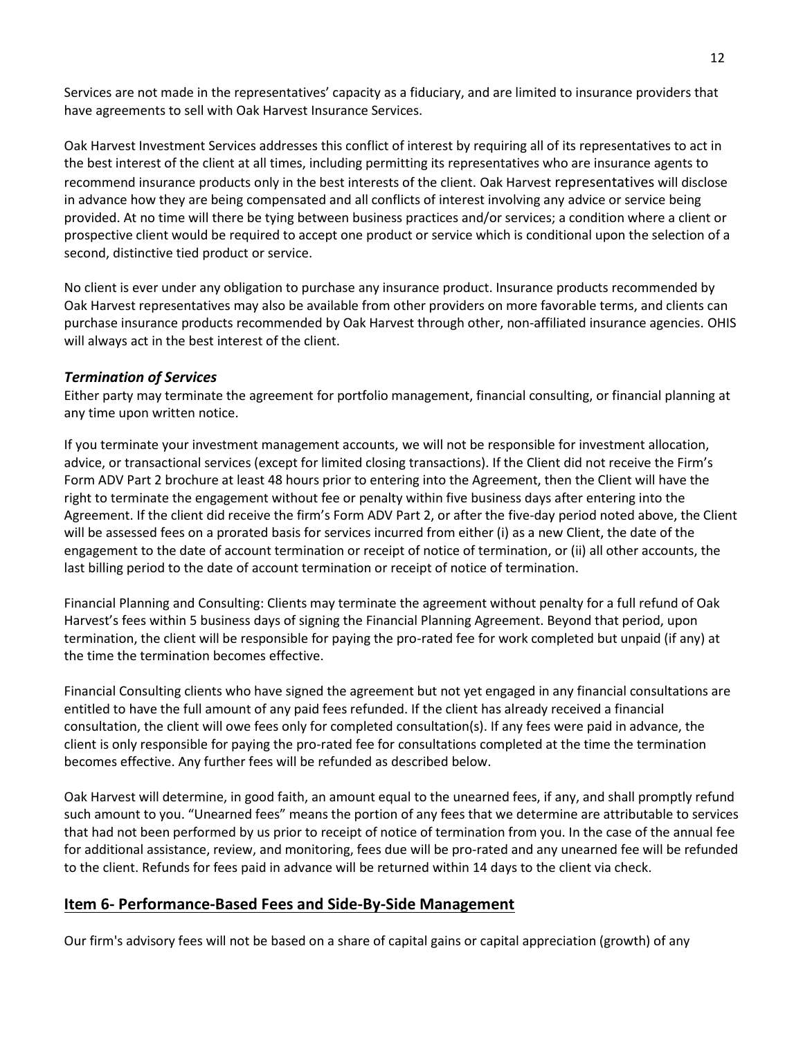Services are not made in the representatives' capacity as a fiduciary, and are limited to insurance providers that have agreements to sell with Oak Harvest Insurance Services.

Oak Harvest Investment Services addresses this conflict of interest by requiring all of its representatives to act in the best interest of the client at all times, including permitting its representatives who are insurance agents to recommend insurance products only in the best interests of the client. Oak Harvest representatives will disclose in advance how they are being compensated and all conflicts of interest involving any advice or service being provided. At no time will there be tying between business practices and/or services; a condition where a client or prospective client would be required to accept one product or service which is conditional upon the selection of a second, distinctive tied product or service.

No client is ever under any obligation to purchase any insurance product. Insurance products recommended by Oak Harvest representatives may also be available from other providers on more favorable terms, and clients can purchase insurance products recommended by Oak Harvest through other, non-affiliated insurance agencies. OHIS will always act in the best interest of the client.

### *Termination of Services*

Either party may terminate the agreement for portfolio management, financial consulting, or financial planning at any time upon written notice.

If you terminate your investment management accounts, we will not be responsible for investment allocation, advice, or transactional services (except for limited closing transactions). If the Client did not receive the Firm's Form ADV Part 2 brochure at least 48 hours prior to entering into the Agreement, then the Client will have the right to terminate the engagement without fee or penalty within five business days after entering into the Agreement. If the client did receive the firm's Form ADV Part 2, or after the five-day period noted above, the Client will be assessed fees on a prorated basis for services incurred from either (i) as a new Client, the date of the engagement to the date of account termination or receipt of notice of termination, or (ii) all other accounts, the last billing period to the date of account termination or receipt of notice of termination.

Financial Planning and Consulting: Clients may terminate the agreement without penalty for a full refund of Oak Harvest's fees within 5 business days of signing the Financial Planning Agreement. Beyond that period, upon termination, the client will be responsible for paying the pro-rated fee for work completed but unpaid (if any) at the time the termination becomes effective.

Financial Consulting clients who have signed the agreement but not yet engaged in any financial consultations are entitled to have the full amount of any paid fees refunded. If the client has already received a financial consultation, the client will owe fees only for completed consultation(s). If any fees were paid in advance, the client is only responsible for paying the pro-rated fee for consultations completed at the time the termination becomes effective. Any further fees will be refunded as described below.

Oak Harvest will determine, in good faith, an amount equal to the unearned fees, if any, and shall promptly refund such amount to you. "Unearned fees" means the portion of any fees that we determine are attributable to services that had not been performed by us prior to receipt of notice of termination from you. In the case of the annual fee for additional assistance, review, and monitoring, fees due will be pro-rated and any unearned fee will be refunded to the client. Refunds for fees paid in advance will be returned within 14 days to the client via check.

## Item 6- Performance-Based Fees and Side-By-Side Management

Our firm's advisory fees will not be based on a share of capital gains or capital appreciation (growth) of any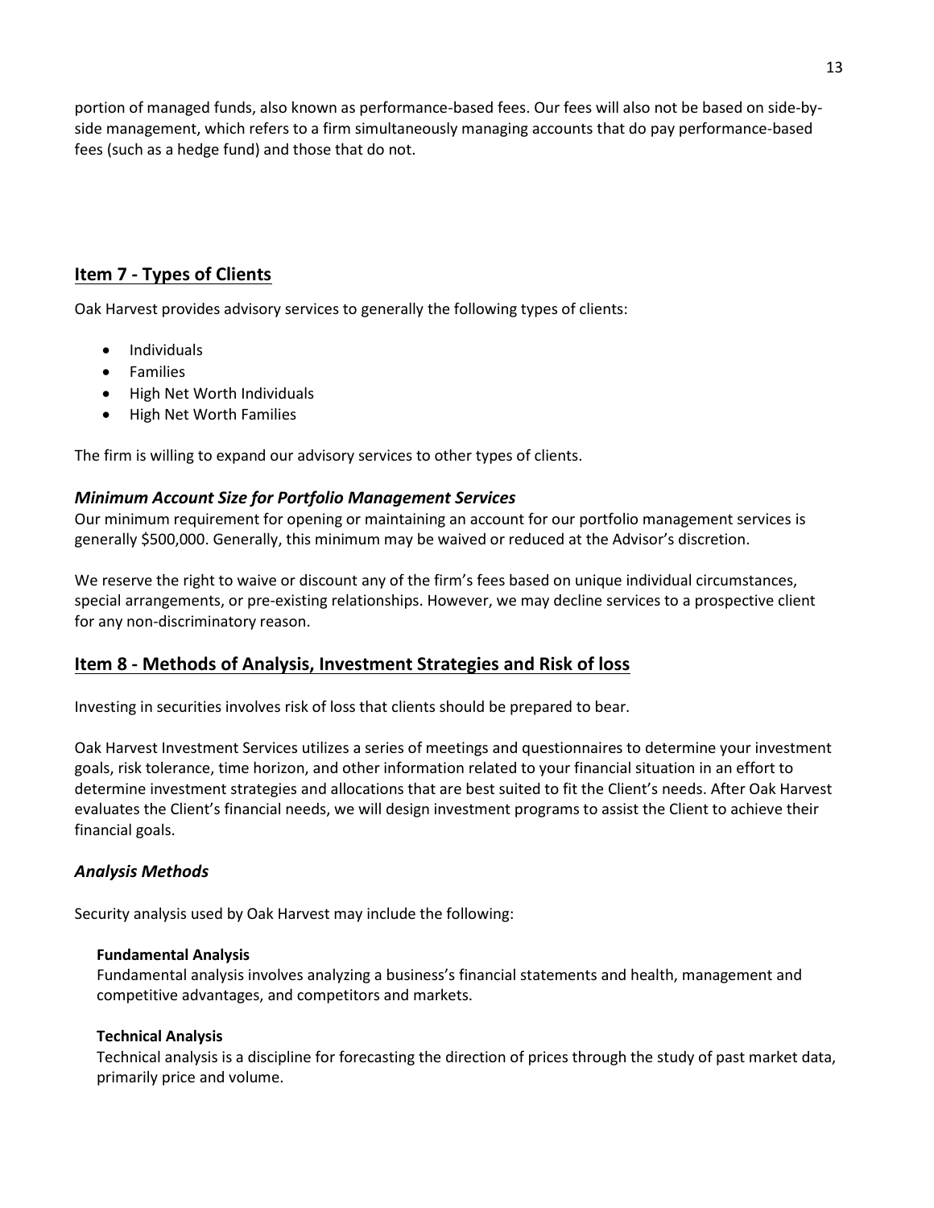portion of managed funds, also known as performance-based fees. Our fees will also not be based on side-by-side management, which refers to a firm simultaneously managing accounts that do pay performance-based fees (such as a hedge fund) and those that do not.

## Item 7 - Types of Clients

Oak Harvest provides advisory services to generally the following types of clients:

- Individuals
- Families
- High Net Worth Individuals
- High Net Worth Families

The firm is willing to expand our advisory services to other types of clients.

### *Minimum Account Size for Portfolio Management Services*

Our minimum requirement for opening or maintaining an account for our portfolio management services is generally $500,000. Generally, this minimum may be waived or reduced at the Advisor's discretion.

We reserve the right to waive or discount any of the firm's fees based on unique individual circumstances, special arrangements, or pre-existing relationships. However, we may decline services to a prospective client for any non-discriminatory reason.

## Item 8 - Methods of Analysis, Investment Strategies and Risk of loss

Investing in securities involves risk of loss that clients should be prepared to bear.

Oak Harvest Investment Services utilizes a series of meetings and questionnaires to determine your investment goals, risk tolerance, time horizon, and other information related to your financial situation in an effort to determine investment strategies and allocations that are best suited to fit the Client's needs. After Oak Harvest evaluates the Client's financial needs, we will design investment programs to assist the Client to achieve their financial goals.

### *Analysis Methods*

Security analysis used by Oak Harvest may include the following:

**Fundamental Analysis**
Fundamental analysis involves analyzing a business's financial statements and health, management and competitive advantages, and competitors and markets.

**Technical Analysis**
Technical analysis is a discipline for forecasting the direction of prices through the study of past market data, primarily price and volume.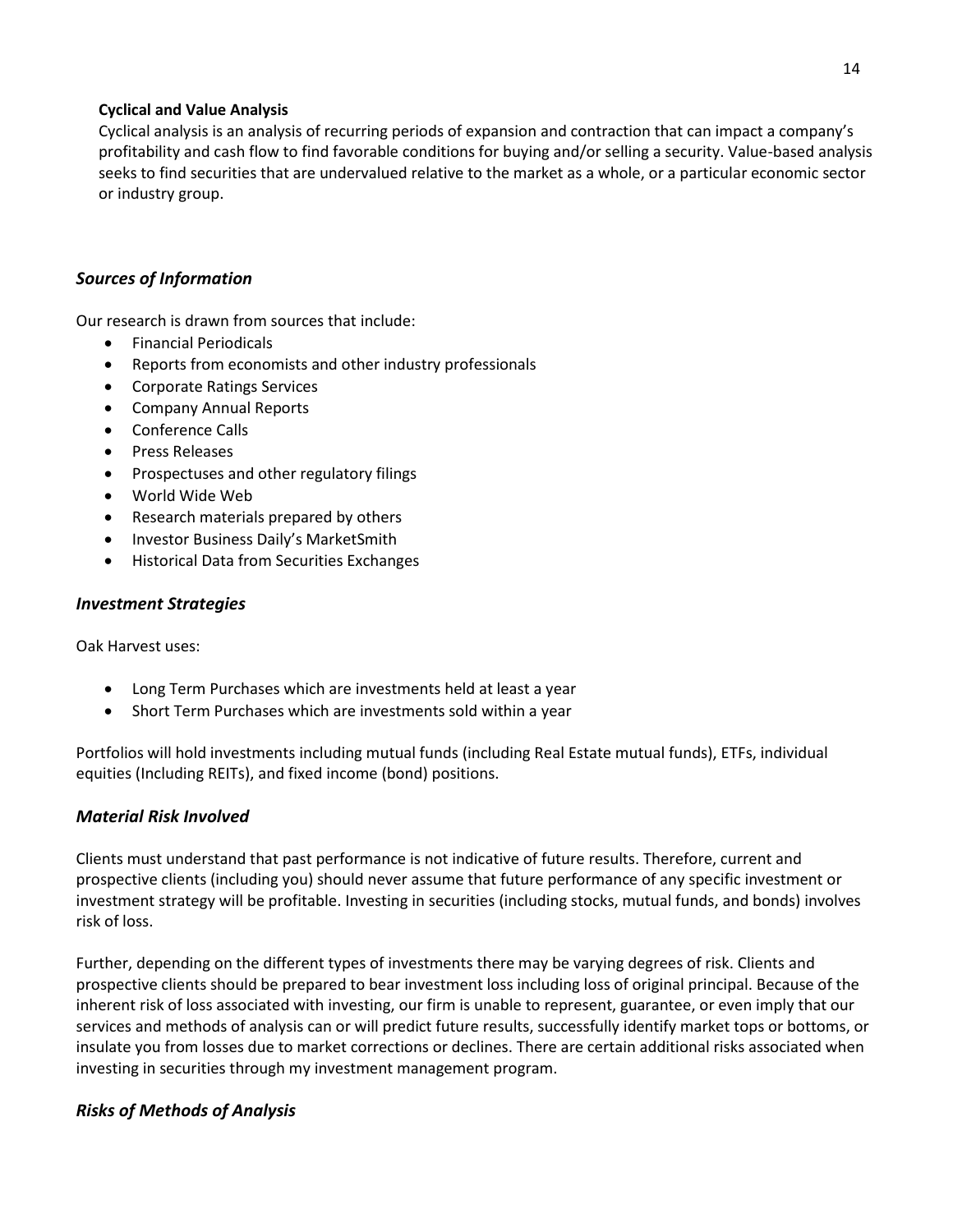**Cyclical and Value Analysis**

Cyclical analysis is an analysis of recurring periods of expansion and contraction that can impact a company's profitability and cash flow to find favorable conditions for buying and/or selling a security. Value-based analysis seeks to find securities that are undervalued relative to the market as a whole, or a particular economic sector or industry group.

### *Sources of Information*

Our research is drawn from sources that include:

- Financial Periodicals
- Reports from economists and other industry professionals
- Corporate Ratings Services
- Company Annual Reports
- Conference Calls
- Press Releases
- Prospectuses and other regulatory filings
- World Wide Web
- Research materials prepared by others
- Investor Business Daily's MarketSmith
- Historical Data from Securities Exchanges

### *Investment Strategies*

Oak Harvest uses:

- Long Term Purchases which are investments held at least a year
- Short Term Purchases which are investments sold within a year

Portfolios will hold investments including mutual funds (including Real Estate mutual funds), ETFs, individual equities (Including REITs), and fixed income (bond) positions.

### *Material Risk Involved*

Clients must understand that past performance is not indicative of future results. Therefore, current and prospective clients (including you) should never assume that future performance of any specific investment or investment strategy will be profitable. Investing in securities (including stocks, mutual funds, and bonds) involves risk of loss.

Further, depending on the different types of investments there may be varying degrees of risk. Clients and prospective clients should be prepared to bear investment loss including loss of original principal. Because of the inherent risk of loss associated with investing, our firm is unable to represent, guarantee, or even imply that our services and methods of analysis can or will predict future results, successfully identify market tops or bottoms, or insulate you from losses due to market corrections or declines. There are certain additional risks associated when investing in securities through my investment management program.

### *Risks of Methods of Analysis*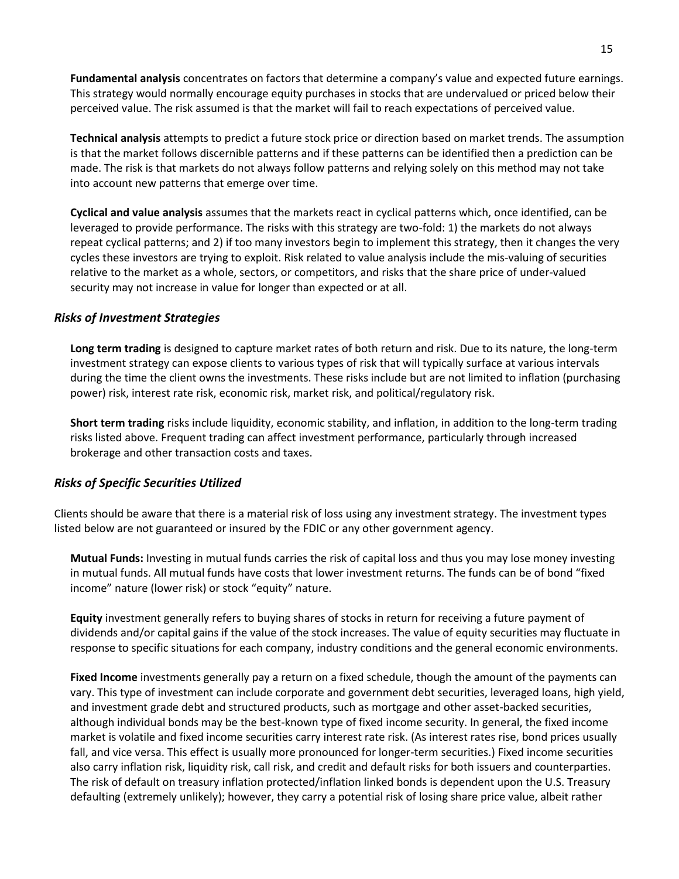**Fundamental analysis** concentrates on factors that determine a company's value and expected future earnings. This strategy would normally encourage equity purchases in stocks that are undervalued or priced below their perceived value. The risk assumed is that the market will fail to reach expectations of perceived value.

**Technical analysis** attempts to predict a future stock price or direction based on market trends. The assumption is that the market follows discernible patterns and if these patterns can be identified then a prediction can be made. The risk is that markets do not always follow patterns and relying solely on this method may not take into account new patterns that emerge over time.

**Cyclical and value analysis** assumes that the markets react in cyclical patterns which, once identified, can be leveraged to provide performance. The risks with this strategy are two-fold: 1) the markets do not always repeat cyclical patterns; and 2) if too many investors begin to implement this strategy, then it changes the very cycles these investors are trying to exploit. Risk related to value analysis include the mis-valuing of securities relative to the market as a whole, sectors, or competitors, and risks that the share price of under-valued security may not increase in value for longer than expected or at all.

### *Risks of Investment Strategies*

**Long term trading** is designed to capture market rates of both return and risk. Due to its nature, the long-term investment strategy can expose clients to various types of risk that will typically surface at various intervals during the time the client owns the investments. These risks include but are not limited to inflation (purchasing power) risk, interest rate risk, economic risk, market risk, and political/regulatory risk.

**Short term trading** risks include liquidity, economic stability, and inflation, in addition to the long-term trading risks listed above. Frequent trading can affect investment performance, particularly through increased brokerage and other transaction costs and taxes.

### *Risks of Specific Securities Utilized*

Clients should be aware that there is a material risk of loss using any investment strategy. The investment types listed below are not guaranteed or insured by the FDIC or any other government agency.

**Mutual Funds:** Investing in mutual funds carries the risk of capital loss and thus you may lose money investing in mutual funds. All mutual funds have costs that lower investment returns. The funds can be of bond "fixed income" nature (lower risk) or stock "equity" nature.

**Equity** investment generally refers to buying shares of stocks in return for receiving a future payment of dividends and/or capital gains if the value of the stock increases. The value of equity securities may fluctuate in response to specific situations for each company, industry conditions and the general economic environments.

**Fixed Income** investments generally pay a return on a fixed schedule, though the amount of the payments can vary. This type of investment can include corporate and government debt securities, leveraged loans, high yield, and investment grade debt and structured products, such as mortgage and other asset-backed securities, although individual bonds may be the best-known type of fixed income security. In general, the fixed income market is volatile and fixed income securities carry interest rate risk. (As interest rates rise, bond prices usually fall, and vice versa. This effect is usually more pronounced for longer-term securities.) Fixed income securities also carry inflation risk, liquidity risk, call risk, and credit and default risks for both issuers and counterparties. The risk of default on treasury inflation protected/inflation linked bonds is dependent upon the U.S. Treasury defaulting (extremely unlikely); however, they carry a potential risk of losing share price value, albeit rather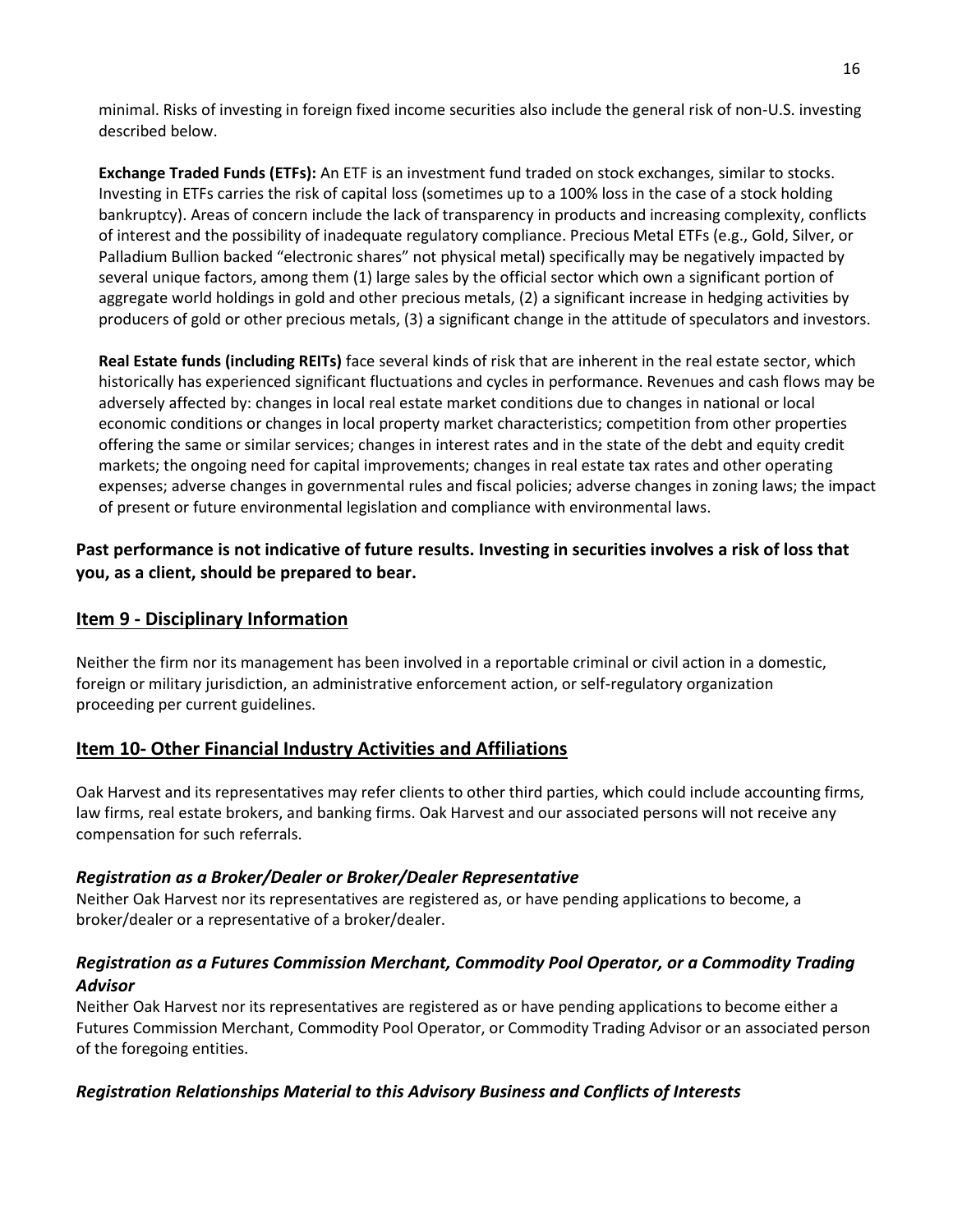minimal. Risks of investing in foreign fixed income securities also include the general risk of non-U.S. investing described below.

**Exchange Traded Funds (ETFs):** An ETF is an investment fund traded on stock exchanges, similar to stocks. Investing in ETFs carries the risk of capital loss (sometimes up to a 100% loss in the case of a stock holding bankruptcy). Areas of concern include the lack of transparency in products and increasing complexity, conflicts of interest and the possibility of inadequate regulatory compliance. Precious Metal ETFs (e.g., Gold, Silver, or Palladium Bullion backed "electronic shares" not physical metal) specifically may be negatively impacted by several unique factors, among them (1) large sales by the official sector which own a significant portion of aggregate world holdings in gold and other precious metals, (2) a significant increase in hedging activities by producers of gold or other precious metals, (3) a significant change in the attitude of speculators and investors.

**Real Estate funds (including REITs)** face several kinds of risk that are inherent in the real estate sector, which historically has experienced significant fluctuations and cycles in performance. Revenues and cash flows may be adversely affected by: changes in local real estate market conditions due to changes in national or local economic conditions or changes in local property market characteristics; competition from other properties offering the same or similar services; changes in interest rates and in the state of the debt and equity credit markets; the ongoing need for capital improvements; changes in real estate tax rates and other operating expenses; adverse changes in governmental rules and fiscal policies; adverse changes in zoning laws; the impact of present or future environmental legislation and compliance with environmental laws.

**Past performance is not indicative of future results. Investing in securities involves a risk of loss that you, as a client, should be prepared to bear.**

## Item 9 - Disciplinary Information

Neither the firm nor its management has been involved in a reportable criminal or civil action in a domestic, foreign or military jurisdiction, an administrative enforcement action, or self-regulatory organization proceeding per current guidelines.

## Item 10- Other Financial Industry Activities and Affiliations

Oak Harvest and its representatives may refer clients to other third parties, which could include accounting firms, law firms, real estate brokers, and banking firms. Oak Harvest and our associated persons will not receive any compensation for such referrals.

### *Registration as a Broker/Dealer or Broker/Dealer Representative*

Neither Oak Harvest nor its representatives are registered as, or have pending applications to become, a broker/dealer or a representative of a broker/dealer.

### *Registration as a Futures Commission Merchant, Commodity Pool Operator, or a Commodity Trading Advisor*

Neither Oak Harvest nor its representatives are registered as or have pending applications to become either a Futures Commission Merchant, Commodity Pool Operator, or Commodity Trading Advisor or an associated person of the foregoing entities.

### *Registration Relationships Material to this Advisory Business and Conflicts of Interests*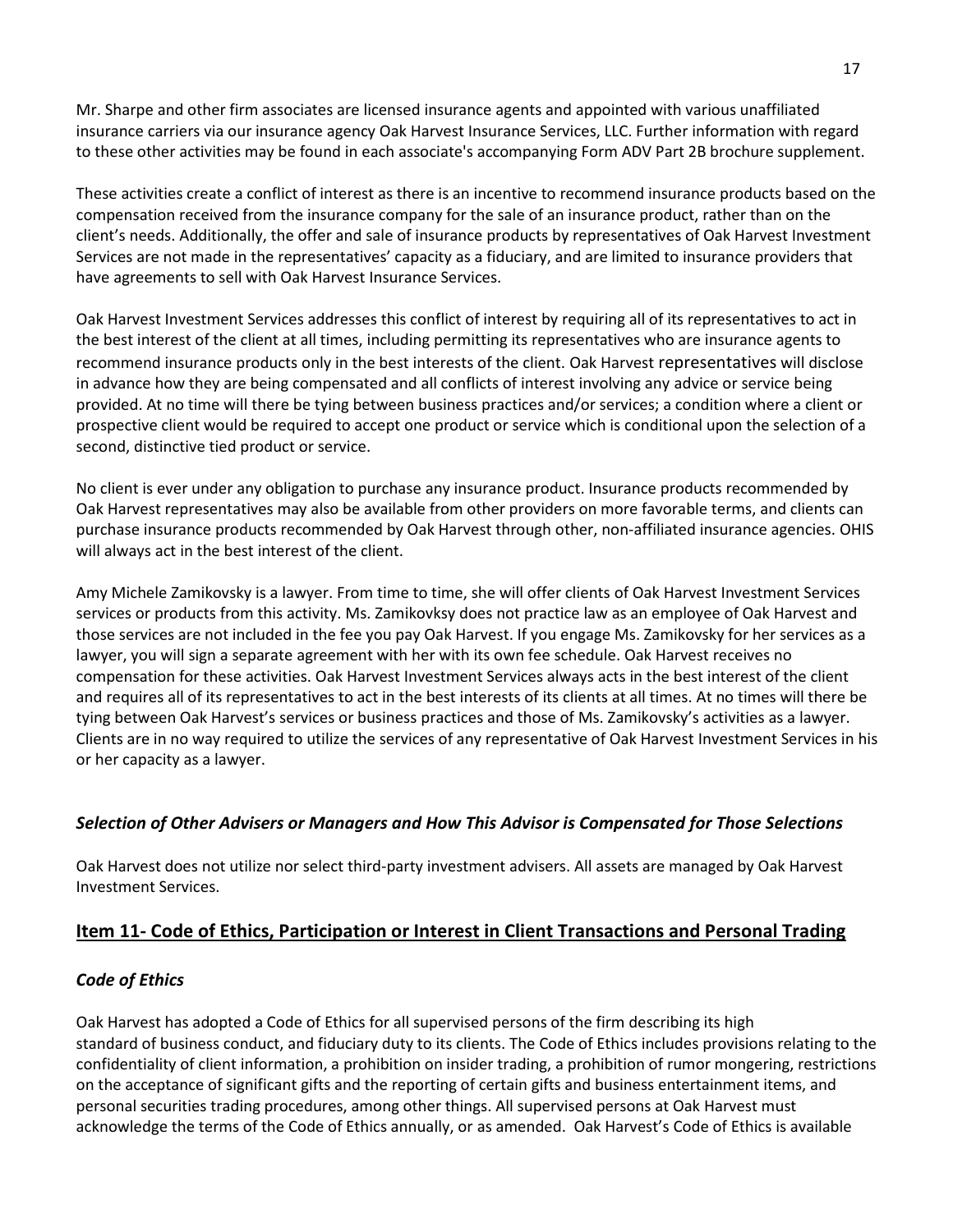Mr. Sharpe and other firm associates are licensed insurance agents and appointed with various unaffiliated insurance carriers via our insurance agency Oak Harvest Insurance Services, LLC. Further information with regard to these other activities may be found in each associate's accompanying Form ADV Part 2B brochure supplement.

These activities create a conflict of interest as there is an incentive to recommend insurance products based on the compensation received from the insurance company for the sale of an insurance product, rather than on the client's needs. Additionally, the offer and sale of insurance products by representatives of Oak Harvest Investment Services are not made in the representatives' capacity as a fiduciary, and are limited to insurance providers that have agreements to sell with Oak Harvest Insurance Services.

Oak Harvest Investment Services addresses this conflict of interest by requiring all of its representatives to act in the best interest of the client at all times, including permitting its representatives who are insurance agents to recommend insurance products only in the best interests of the client. Oak Harvest representatives will disclose in advance how they are being compensated and all conflicts of interest involving any advice or service being provided. At no time will there be tying between business practices and/or services; a condition where a client or prospective client would be required to accept one product or service which is conditional upon the selection of a second, distinctive tied product or service.

No client is ever under any obligation to purchase any insurance product. Insurance products recommended by Oak Harvest representatives may also be available from other providers on more favorable terms, and clients can purchase insurance products recommended by Oak Harvest through other, non-affiliated insurance agencies. OHIS will always act in the best interest of the client.

Amy Michele Zamikovsky is a lawyer. From time to time, she will offer clients of Oak Harvest Investment Services services or products from this activity. Ms. Zamikovksy does not practice law as an employee of Oak Harvest and those services are not included in the fee you pay Oak Harvest. If you engage Ms. Zamikovsky for her services as a lawyer, you will sign a separate agreement with her with its own fee schedule. Oak Harvest receives no compensation for these activities. Oak Harvest Investment Services always acts in the best interest of the client and requires all of its representatives to act in the best interests of its clients at all times. At no times will there be tying between Oak Harvest's services or business practices and those of Ms. Zamikovsky's activities as a lawyer. Clients are in no way required to utilize the services of any representative of Oak Harvest Investment Services in his or her capacity as a lawyer.

### *Selection of Other Advisers or Managers and How This Advisor is Compensated for Those Selections*

Oak Harvest does not utilize nor select third-party investment advisers. All assets are managed by Oak Harvest Investment Services.

## Item 11- Code of Ethics, Participation or Interest in Client Transactions and Personal Trading

### *Code of Ethics*

Oak Harvest has adopted a Code of Ethics for all supervised persons of the firm describing its high standard of business conduct, and fiduciary duty to its clients. The Code of Ethics includes provisions relating to the confidentiality of client information, a prohibition on insider trading, a prohibition of rumor mongering, restrictions on the acceptance of significant gifts and the reporting of certain gifts and business entertainment items, and personal securities trading procedures, among other things. All supervised persons at Oak Harvest must acknowledge the terms of the Code of Ethics annually, or as amended. Oak Harvest's Code of Ethics is available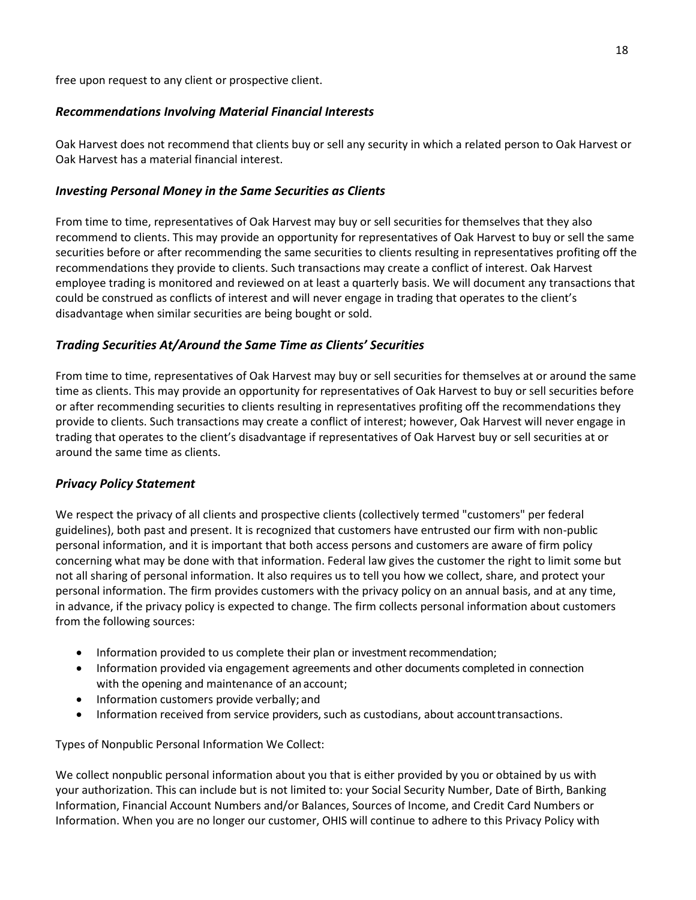free upon request to any client or prospective client.

### *Recommendations Involving Material Financial Interests*

Oak Harvest does not recommend that clients buy or sell any security in which a related person to Oak Harvest or Oak Harvest has a material financial interest.

### *Investing Personal Money in the Same Securities as Clients*

From time to time, representatives of Oak Harvest may buy or sell securities for themselves that they also recommend to clients. This may provide an opportunity for representatives of Oak Harvest to buy or sell the same securities before or after recommending the same securities to clients resulting in representatives profiting off the recommendations they provide to clients. Such transactions may create a conflict of interest. Oak Harvest employee trading is monitored and reviewed on at least a quarterly basis. We will document any transactions that could be construed as conflicts of interest and will never engage in trading that operates to the client's disadvantage when similar securities are being bought or sold.

### *Trading Securities At/Around the Same Time as Clients' Securities*

From time to time, representatives of Oak Harvest may buy or sell securities for themselves at or around the same time as clients. This may provide an opportunity for representatives of Oak Harvest to buy or sell securities before or after recommending securities to clients resulting in representatives profiting off the recommendations they provide to clients. Such transactions may create a conflict of interest; however, Oak Harvest will never engage in trading that operates to the client's disadvantage if representatives of Oak Harvest buy or sell securities at or around the same time as clients.

### *Privacy Policy Statement*

We respect the privacy of all clients and prospective clients (collectively termed "customers" per federal guidelines), both past and present. It is recognized that customers have entrusted our firm with non-public personal information, and it is important that both access persons and customers are aware of firm policy concerning what may be done with that information. Federal law gives the customer the right to limit some but not all sharing of personal information. It also requires us to tell you how we collect, share, and protect your personal information. The firm provides customers with the privacy policy on an annual basis, and at any time, in advance, if the privacy policy is expected to change. The firm collects personal information about customers from the following sources:

- Information provided to us complete their plan or investment recommendation;
- Information provided via engagement agreements and other documents completed in connection with the opening and maintenance of an account;
- Information customers provide verbally; and
- Information received from service providers, such as custodians, about account transactions.

Types of Nonpublic Personal Information We Collect:

We collect nonpublic personal information about you that is either provided by you or obtained by us with your authorization. This can include but is not limited to: your Social Security Number, Date of Birth, Banking Information, Financial Account Numbers and/or Balances, Sources of Income, and Credit Card Numbers or Information. When you are no longer our customer, OHIS will continue to adhere to this Privacy Policy with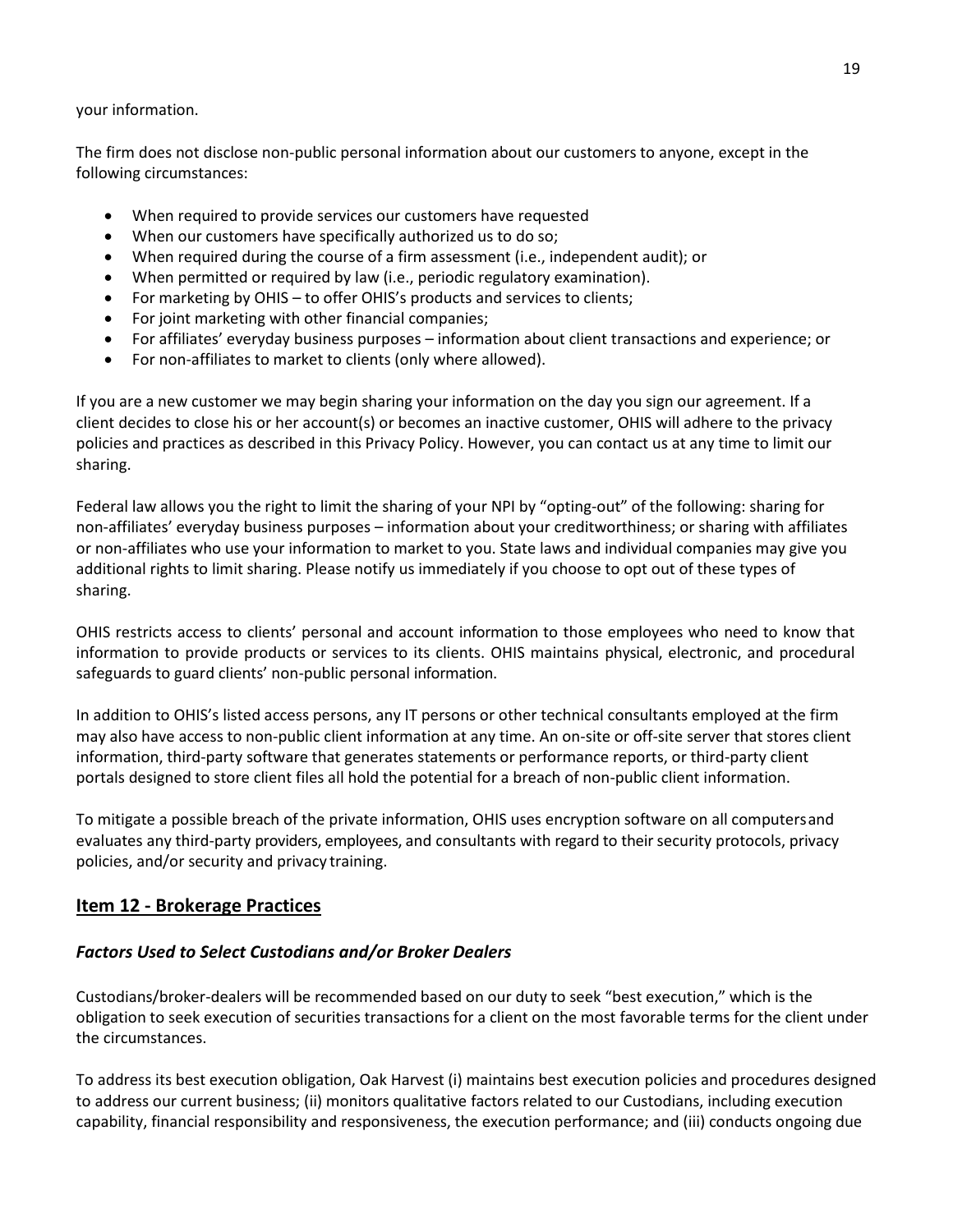your information.

The firm does not disclose non-public personal information about our customers to anyone, except in the following circumstances:

- When required to provide services our customers have requested
- When our customers have specifically authorized us to do so;
- When required during the course of a firm assessment (i.e., independent audit); or
- When permitted or required by law (i.e., periodic regulatory examination).
- For marketing by OHIS – to offer OHIS's products and services to clients;
- For joint marketing with other financial companies;
- For affiliates' everyday business purposes – information about client transactions and experience; or
- For non-affiliates to market to clients (only where allowed).

If you are a new customer we may begin sharing your information on the day you sign our agreement. If a client decides to close his or her account(s) or becomes an inactive customer, OHIS will adhere to the privacy policies and practices as described in this Privacy Policy. However, you can contact us at any time to limit our sharing.

Federal law allows you the right to limit the sharing of your NPI by "opting-out" of the following: sharing for non-affiliates' everyday business purposes – information about your creditworthiness; or sharing with affiliates or non-affiliates who use your information to market to you. State laws and individual companies may give you additional rights to limit sharing. Please notify us immediately if you choose to opt out of these types of sharing.

OHIS restricts access to clients' personal and account information to those employees who need to know that information to provide products or services to its clients. OHIS maintains physical, electronic, and procedural safeguards to guard clients' non-public personal information.

In addition to OHIS's listed access persons, any IT persons or other technical consultants employed at the firm may also have access to non-public client information at any time. An on-site or off-site server that stores client information, third-party software that generates statements or performance reports, or third-party client portals designed to store client files all hold the potential for a breach of non-public client information.

To mitigate a possible breach of the private information, OHIS uses encryption software on all computers and evaluates any third-party providers, employees, and consultants with regard to their security protocols, privacy policies, and/or security and privacy training.

## Item 12 - Brokerage Practices

### *Factors Used to Select Custodians and/or Broker Dealers*

Custodians/broker-dealers will be recommended based on our duty to seek "best execution," which is the obligation to seek execution of securities transactions for a client on the most favorable terms for the client under the circumstances.

To address its best execution obligation, Oak Harvest (i) maintains best execution policies and procedures designed to address our current business; (ii) monitors qualitative factors related to our Custodians, including execution capability, financial responsibility and responsiveness, the execution performance; and (iii) conducts ongoing due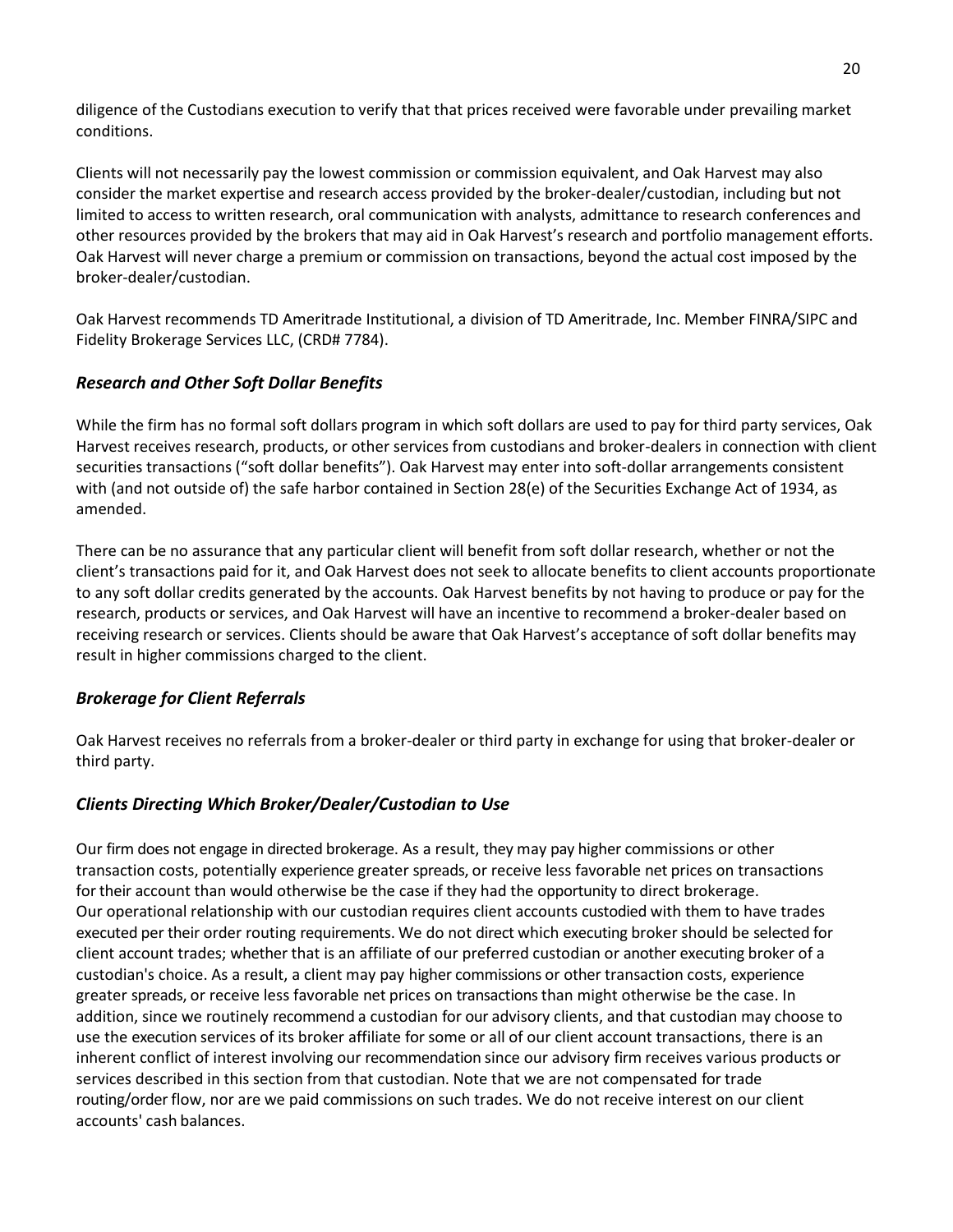diligence of the Custodians execution to verify that that prices received were favorable under prevailing market conditions.

Clients will not necessarily pay the lowest commission or commission equivalent, and Oak Harvest may also consider the market expertise and research access provided by the broker-dealer/custodian, including but not limited to access to written research, oral communication with analysts, admittance to research conferences and other resources provided by the brokers that may aid in Oak Harvest's research and portfolio management efforts. Oak Harvest will never charge a premium or commission on transactions, beyond the actual cost imposed by the broker-dealer/custodian.

Oak Harvest recommends TD Ameritrade Institutional, a division of TD Ameritrade, Inc. Member FINRA/SIPC and Fidelity Brokerage Services LLC, (CRD# 7784).

### *Research and Other Soft Dollar Benefits*

While the firm has no formal soft dollars program in which soft dollars are used to pay for third party services, Oak Harvest receives research, products, or other services from custodians and broker-dealers in connection with client securities transactions ("soft dollar benefits"). Oak Harvest may enter into soft-dollar arrangements consistent with (and not outside of) the safe harbor contained in Section 28(e) of the Securities Exchange Act of 1934, as amended.

There can be no assurance that any particular client will benefit from soft dollar research, whether or not the client's transactions paid for it, and Oak Harvest does not seek to allocate benefits to client accounts proportionate to any soft dollar credits generated by the accounts. Oak Harvest benefits by not having to produce or pay for the research, products or services, and Oak Harvest will have an incentive to recommend a broker-dealer based on receiving research or services. Clients should be aware that Oak Harvest's acceptance of soft dollar benefits may result in higher commissions charged to the client.

### *Brokerage for Client Referrals*

Oak Harvest receives no referrals from a broker-dealer or third party in exchange for using that broker-dealer or third party.

### *Clients Directing Which Broker/Dealer/Custodian to Use*

Our firm does not engage in directed brokerage. As a result, they may pay higher commissions or other transaction costs, potentially experience greater spreads, or receive less favorable net prices on transactions for their account than would otherwise be the case if they had the opportunity to direct brokerage. Our operational relationship with our custodian requires client accounts custodied with them to have trades executed per their order routing requirements. We do not direct which executing broker should be selected for client account trades; whether that is an affiliate of our preferred custodian or another executing broker of a custodian's choice. As a result, a client may pay higher commissions or other transaction costs, experience greater spreads, or receive less favorable net prices on transactions than might otherwise be the case. In addition, since we routinely recommend a custodian for our advisory clients, and that custodian may choose to use the execution services of its broker affiliate for some or all of our client account transactions, there is an inherent conflict of interest involving our recommendation since our advisory firm receives various products or services described in this section from that custodian. Note that we are not compensated for trade routing/order flow, nor are we paid commissions on such trades. We do not receive interest on our client accounts' cash balances.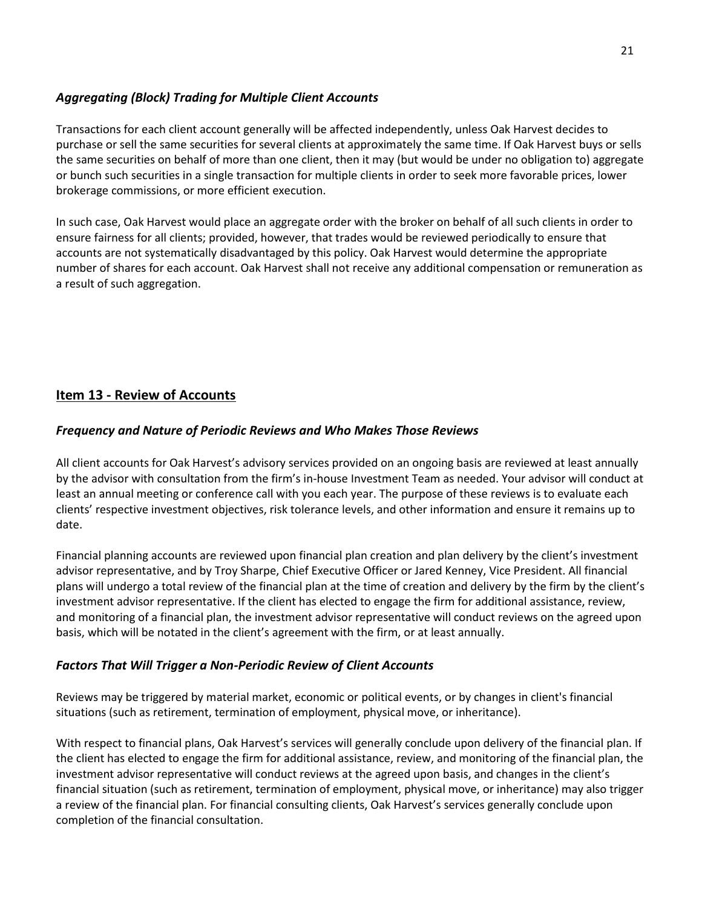### *Aggregating (Block) Trading for Multiple Client Accounts*

Transactions for each client account generally will be affected independently, unless Oak Harvest decides to purchase or sell the same securities for several clients at approximately the same time. If Oak Harvest buys or sells the same securities on behalf of more than one client, then it may (but would be under no obligation to) aggregate or bunch such securities in a single transaction for multiple clients in order to seek more favorable prices, lower brokerage commissions, or more efficient execution.

In such case, Oak Harvest would place an aggregate order with the broker on behalf of all such clients in order to ensure fairness for all clients; provided, however, that trades would be reviewed periodically to ensure that accounts are not systematically disadvantaged by this policy. Oak Harvest would determine the appropriate number of shares for each account. Oak Harvest shall not receive any additional compensation or remuneration as a result of such aggregation.

## Item 13 - Review of Accounts

### *Frequency and Nature of Periodic Reviews and Who Makes Those Reviews*

All client accounts for Oak Harvest's advisory services provided on an ongoing basis are reviewed at least annually by the advisor with consultation from the firm's in-house Investment Team as needed. Your advisor will conduct at least an annual meeting or conference call with you each year. The purpose of these reviews is to evaluate each clients' respective investment objectives, risk tolerance levels, and other information and ensure it remains up to date.

Financial planning accounts are reviewed upon financial plan creation and plan delivery by the client's investment advisor representative, and by Troy Sharpe, Chief Executive Officer or Jared Kenney, Vice President. All financial plans will undergo a total review of the financial plan at the time of creation and delivery by the firm by the client's investment advisor representative. If the client has elected to engage the firm for additional assistance, review, and monitoring of a financial plan, the investment advisor representative will conduct reviews on the agreed upon basis, which will be notated in the client's agreement with the firm, or at least annually.

### *Factors That Will Trigger a Non-Periodic Review of Client Accounts*

Reviews may be triggered by material market, economic or political events, or by changes in client's financial situations (such as retirement, termination of employment, physical move, or inheritance).

With respect to financial plans, Oak Harvest's services will generally conclude upon delivery of the financial plan. If the client has elected to engage the firm for additional assistance, review, and monitoring of the financial plan, the investment advisor representative will conduct reviews at the agreed upon basis, and changes in the client's financial situation (such as retirement, termination of employment, physical move, or inheritance) may also trigger a review of the financial plan. For financial consulting clients, Oak Harvest's services generally conclude upon completion of the financial consultation.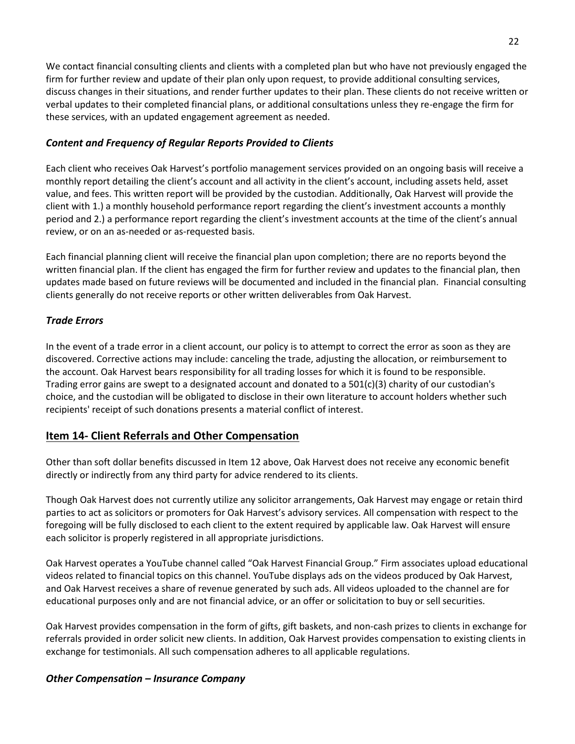We contact financial consulting clients and clients with a completed plan but who have not previously engaged the firm for further review and update of their plan only upon request, to provide additional consulting services, discuss changes in their situations, and render further updates to their plan. These clients do not receive written or verbal updates to their completed financial plans, or additional consultations unless they re-engage the firm for these services, with an updated engagement agreement as needed.

### *Content and Frequency of Regular Reports Provided to Clients*

Each client who receives Oak Harvest's portfolio management services provided on an ongoing basis will receive a monthly report detailing the client's account and all activity in the client's account, including assets held, asset value, and fees. This written report will be provided by the custodian. Additionally, Oak Harvest will provide the client with 1.) a monthly household performance report regarding the client's investment accounts a monthly period and 2.) a performance report regarding the client's investment accounts at the time of the client's annual review, or on an as-needed or as-requested basis.

Each financial planning client will receive the financial plan upon completion; there are no reports beyond the written financial plan. If the client has engaged the firm for further review and updates to the financial plan, then updates made based on future reviews will be documented and included in the financial plan. Financial consulting clients generally do not receive reports or other written deliverables from Oak Harvest.

### *Trade Errors*

In the event of a trade error in a client account, our policy is to attempt to correct the error as soon as they are discovered. Corrective actions may include: canceling the trade, adjusting the allocation, or reimbursement to the account. Oak Harvest bears responsibility for all trading losses for which it is found to be responsible. Trading error gains are swept to a designated account and donated to a 501(c)(3) charity of our custodian's choice, and the custodian will be obligated to disclose in their own literature to account holders whether such recipients' receipt of such donations presents a material conflict of interest.

## Item 14- Client Referrals and Other Compensation

Other than soft dollar benefits discussed in Item 12 above, Oak Harvest does not receive any economic benefit directly or indirectly from any third party for advice rendered to its clients.

Though Oak Harvest does not currently utilize any solicitor arrangements, Oak Harvest may engage or retain third parties to act as solicitors or promoters for Oak Harvest's advisory services. All compensation with respect to the foregoing will be fully disclosed to each client to the extent required by applicable law. Oak Harvest will ensure each solicitor is properly registered in all appropriate jurisdictions.

Oak Harvest operates a YouTube channel called "Oak Harvest Financial Group." Firm associates upload educational videos related to financial topics on this channel. YouTube displays ads on the videos produced by Oak Harvest, and Oak Harvest receives a share of revenue generated by such ads. All videos uploaded to the channel are for educational purposes only and are not financial advice, or an offer or solicitation to buy or sell securities.

Oak Harvest provides compensation in the form of gifts, gift baskets, and non-cash prizes to clients in exchange for referrals provided in order solicit new clients. In addition, Oak Harvest provides compensation to existing clients in exchange for testimonials. All such compensation adheres to all applicable regulations.

### *Other Compensation – Insurance Company*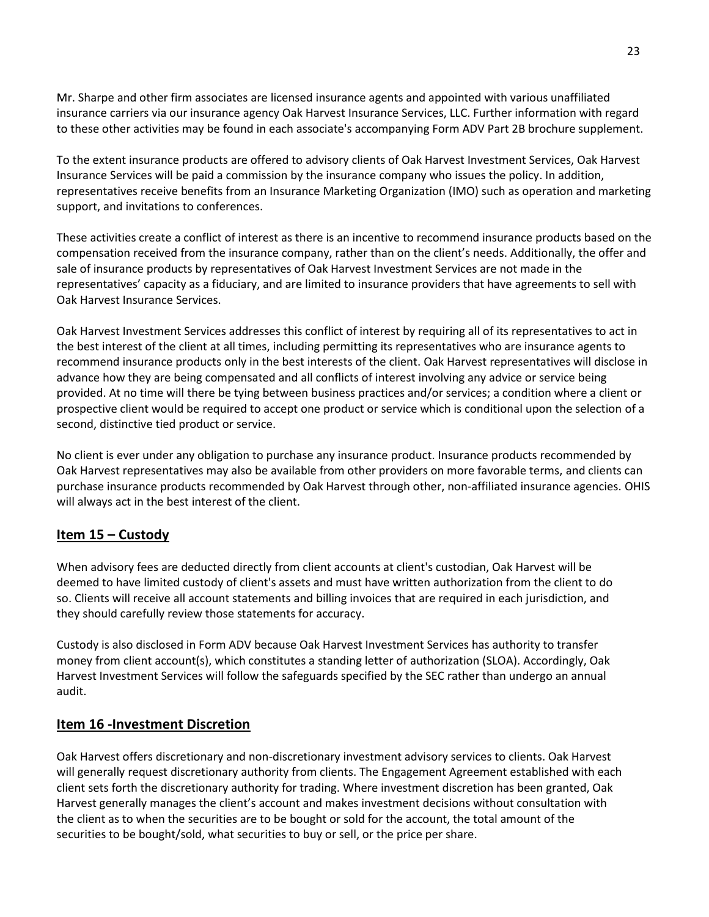Mr. Sharpe and other firm associates are licensed insurance agents and appointed with various unaffiliated insurance carriers via our insurance agency Oak Harvest Insurance Services, LLC. Further information with regard to these other activities may be found in each associate's accompanying Form ADV Part 2B brochure supplement.

To the extent insurance products are offered to advisory clients of Oak Harvest Investment Services, Oak Harvest Insurance Services will be paid a commission by the insurance company who issues the policy. In addition, representatives receive benefits from an Insurance Marketing Organization (IMO) such as operation and marketing support, and invitations to conferences.

These activities create a conflict of interest as there is an incentive to recommend insurance products based on the compensation received from the insurance company, rather than on the client's needs. Additionally, the offer and sale of insurance products by representatives of Oak Harvest Investment Services are not made in the representatives' capacity as a fiduciary, and are limited to insurance providers that have agreements to sell with Oak Harvest Insurance Services.

Oak Harvest Investment Services addresses this conflict of interest by requiring all of its representatives to act in the best interest of the client at all times, including permitting its representatives who are insurance agents to recommend insurance products only in the best interests of the client. Oak Harvest representatives will disclose in advance how they are being compensated and all conflicts of interest involving any advice or service being provided. At no time will there be tying between business practices and/or services; a condition where a client or prospective client would be required to accept one product or service which is conditional upon the selection of a second, distinctive tied product or service.

No client is ever under any obligation to purchase any insurance product. Insurance products recommended by Oak Harvest representatives may also be available from other providers on more favorable terms, and clients can purchase insurance products recommended by Oak Harvest through other, non-affiliated insurance agencies. OHIS will always act in the best interest of the client.

## Item 15 – Custody

When advisory fees are deducted directly from client accounts at client's custodian, Oak Harvest will be deemed to have limited custody of client's assets and must have written authorization from the client to do so. Clients will receive all account statements and billing invoices that are required in each jurisdiction, and they should carefully review those statements for accuracy.

Custody is also disclosed in Form ADV because Oak Harvest Investment Services has authority to transfer money from client account(s), which constitutes a standing letter of authorization (SLOA). Accordingly, Oak Harvest Investment Services will follow the safeguards specified by the SEC rather than undergo an annual audit.

## Item 16 -Investment Discretion

Oak Harvest offers discretionary and non-discretionary investment advisory services to clients. Oak Harvest will generally request discretionary authority from clients. The Engagement Agreement established with each client sets forth the discretionary authority for trading. Where investment discretion has been granted, Oak Harvest generally manages the client's account and makes investment decisions without consultation with the client as to when the securities are to be bought or sold for the account, the total amount of the securities to be bought/sold, what securities to buy or sell, or the price per share.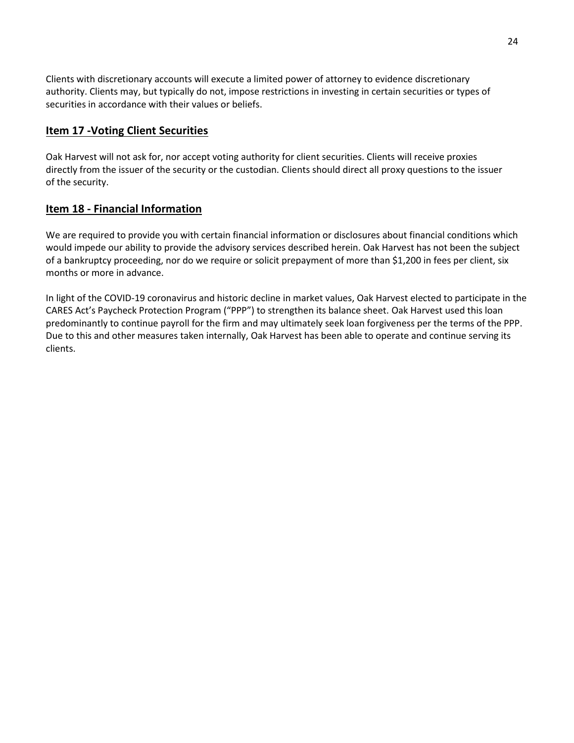Clients with discretionary accounts will execute a limited power of attorney to evidence discretionary authority. Clients may, but typically do not, impose restrictions in investing in certain securities or types of securities in accordance with their values or beliefs.

## Item 17 -Voting Client Securities

Oak Harvest will not ask for, nor accept voting authority for client securities. Clients will receive proxies directly from the issuer of the security or the custodian. Clients should direct all proxy questions to the issuer of the security.

## Item 18 - Financial Information

We are required to provide you with certain financial information or disclosures about financial conditions which would impede our ability to provide the advisory services described herein. Oak Harvest has not been the subject of a bankruptcy proceeding, nor do we require or solicit prepayment of more than $1,200 in fees per client, six months or more in advance.

In light of the COVID-19 coronavirus and historic decline in market values, Oak Harvest elected to participate in the CARES Act's Paycheck Protection Program ("PPP") to strengthen its balance sheet. Oak Harvest used this loan predominantly to continue payroll for the firm and may ultimately seek loan forgiveness per the terms of the PPP. Due to this and other measures taken internally, Oak Harvest has been able to operate and continue serving its clients.